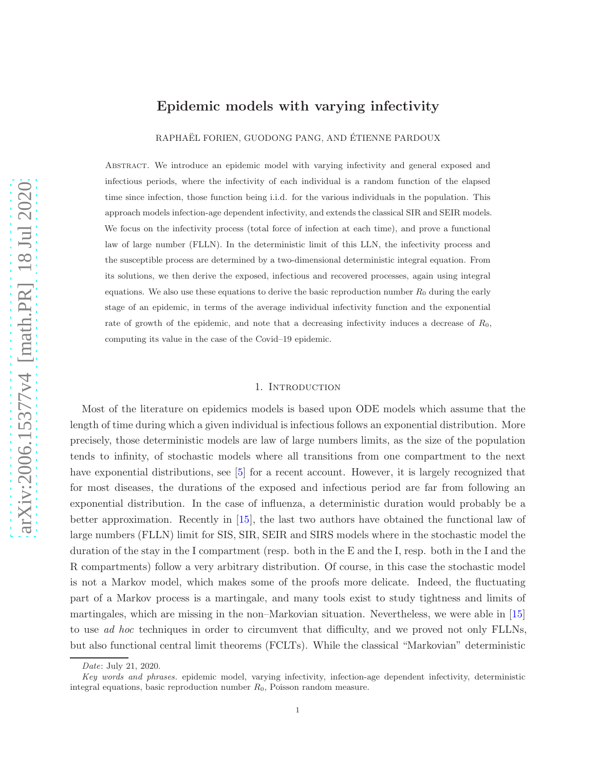# Epidemic models with varying infectivity

RAPHAËL FORIEN, GUODONG PANG, AND ÉTIENNE PARDOUX

Abstract. We introduce an epidemic model with varying infectivity and general exposed and infectious periods, where the infectivity of each individual is a random function of the elapsed time since infection, those function being i.i.d. for the various individuals in the population. This approach models infection-age dependent infectivity, and extends the classical SIR and SEIR models. We focus on the infectivity process (total force of infection at each time), and prove a functional law of large number (FLLN). In the deterministic limit of this LLN, the infectivity process and the susceptible process are determined by a two-dimensional deterministic integral equation. From its solutions, we then derive the exposed, infectious and recovered processes, again using integral equations. We also use these equations to derive the basic reproduction number $R_0$ during the early stage of an epidemic, in terms of the average individual infectivity function and the exponential rate of growth of the epidemic, and note that a decreasing infectivity induces a decrease of $R_0$, computing its value in the case of the Covid–19 epidemic.

## 1. Introduction

Most of the literature on epidemics models is based upon ODE models which assume that the length of time during which a given individual is infectious follows an exponential distribution. More precisely, those deterministic models are law of large numbers limits, as the size of the population tends to infinity, of stochastic models where all transitions from one compartment to the next have exponential distributions, see [5] for a recent account. However, it is largely recognized that for most diseases, the durations of the exposed and infectious period are far from following an exponential distribution. In the case of influenza, a deterministic duration would probably be a better approximation. Recently in [15], the last two authors have obtained the functional law of large numbers (FLLN) limit for SIS, SIR, SEIR and SIRS models where in the stochastic model the duration of the stay in the I compartment (resp. both in the E and the I, resp. both in the I and the R compartments) follow a very arbitrary distribution. Of course, in this case the stochastic model is not a Markov model, which makes some of the proofs more delicate. Indeed, the fluctuating part of a Markov process is a martingale, and many tools exist to study tightness and limits of martingales, which are missing in the non–Markovian situation. Nevertheless, we were able in [15] to use *ad hoc* techniques in order to circumvent that difficulty, and we proved not only FLLNs, but also functional central limit theorems (FCLTs). While the classical "Markovian" deterministic

*Date*: July 21, 2020.

*Key words and phrases.* epidemic model, varying infectivity, infection-age dependent infectivity, deterministic integral equations, basic reproduction number $R_0$, Poisson random measure.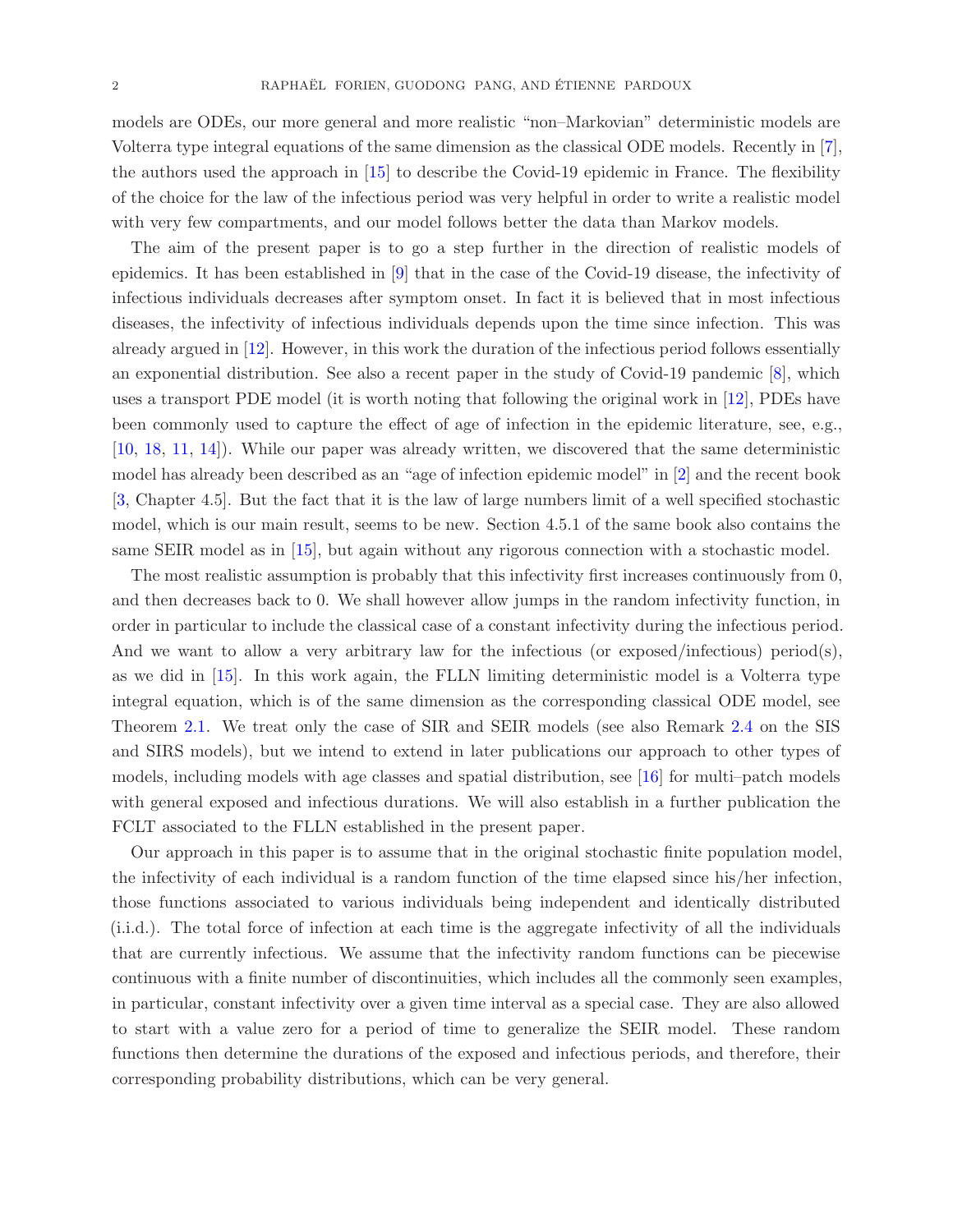models are ODEs, our more general and more realistic "non–Markovian" deterministic models are Volterra type integral equations of the same dimension as the classical ODE models. Recently in [7], the authors used the approach in [15] to describe the Covid-19 epidemic in France. The flexibility of the choice for the law of the infectious period was very helpful in order to write a realistic model with very few compartments, and our model follows better the data than Markov models.

The aim of the present paper is to go a step further in the direction of realistic models of epidemics. It has been established in [9] that in the case of the Covid-19 disease, the infectivity of infectious individuals decreases after symptom onset. In fact it is believed that in most infectious diseases, the infectivity of infectious individuals depends upon the time since infection. This was already argued in [12]. However, in this work the duration of the infectious period follows essentially an exponential distribution. See also a recent paper in the study of Covid-19 pandemic [8], which uses a transport PDE model (it is worth noting that following the original work in [12], PDEs have been commonly used to capture the effect of age of infection in the epidemic literature, see, e.g., [10, 18, 11, 14]). While our paper was already written, we discovered that the same deterministic model has already been described as an "age of infection epidemic model" in [2] and the recent book [3, Chapter 4.5]. But the fact that it is the law of large numbers limit of a well specified stochastic model, which is our main result, seems to be new. Section 4.5.1 of the same book also contains the same SEIR model as in [15], but again without any rigorous connection with a stochastic model.

The most realistic assumption is probably that this infectivity first increases continuously from 0, and then decreases back to 0. We shall however allow jumps in the random infectivity function, in order in particular to include the classical case of a constant infectivity during the infectious period. And we want to allow a very arbitrary law for the infectious (or exposed/infectious) period(s), as we did in [15]. In this work again, the FLLN limiting deterministic model is a Volterra type integral equation, which is of the same dimension as the corresponding classical ODE model, see Theorem 2.1. We treat only the case of SIR and SEIR models (see also Remark 2.4 on the SIS and SIRS models), but we intend to extend in later publications our approach to other types of models, including models with age classes and spatial distribution, see [16] for multi–patch models with general exposed and infectious durations. We will also establish in a further publication the FCLT associated to the FLLN established in the present paper.

Our approach in this paper is to assume that in the original stochastic finite population model, the infectivity of each individual is a random function of the time elapsed since his/her infection, those functions associated to various individuals being independent and identically distributed (i.i.d.). The total force of infection at each time is the aggregate infectivity of all the individuals that are currently infectious. We assume that the infectivity random functions can be piecewise continuous with a finite number of discontinuities, which includes all the commonly seen examples, in particular, constant infectivity over a given time interval as a special case. They are also allowed to start with a value zero for a period of time to generalize the SEIR model. These random functions then determine the durations of the exposed and infectious periods, and therefore, their corresponding probability distributions, which can be very general.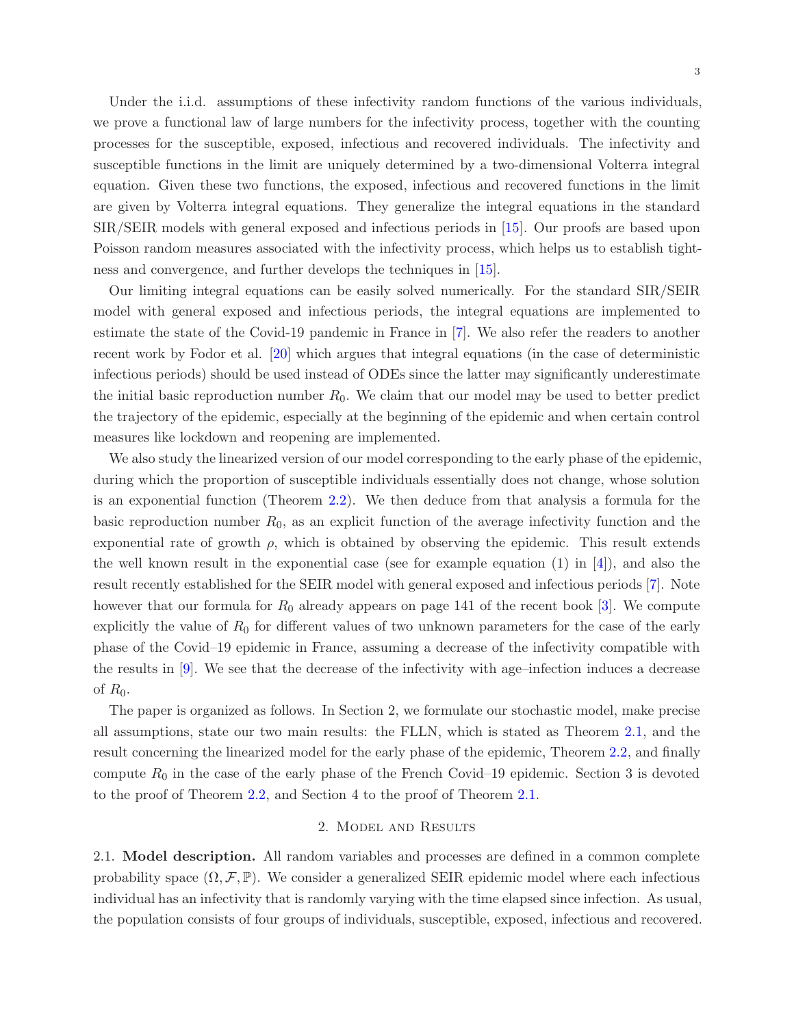Under the i.i.d. assumptions of these infectivity random functions of the various individuals, we prove a functional law of large numbers for the infectivity process, together with the counting processes for the susceptible, exposed, infectious and recovered individuals. The infectivity and susceptible functions in the limit are uniquely determined by a two-dimensional Volterra integral equation. Given these two functions, the exposed, infectious and recovered functions in the limit are given by Volterra integral equations. They generalize the integral equations in the standard SIR/SEIR models with general exposed and infectious periods in [15]. Our proofs are based upon Poisson random measures associated with the infectivity process, which helps us to establish tightness and convergence, and further develops the techniques in [15].

Our limiting integral equations can be easily solved numerically. For the standard SIR/SEIR model with general exposed and infectious periods, the integral equations are implemented to estimate the state of the Covid-19 pandemic in France in [7]. We also refer the readers to another recent work by Fodor et al. [20] which argues that integral equations (in the case of deterministic infectious periods) should be used instead of ODEs since the latter may significantly underestimate the initial basic reproduction number $R_0$. We claim that our model may be used to better predict the trajectory of the epidemic, especially at the beginning of the epidemic and when certain control measures like lockdown and reopening are implemented.

We also study the linearized version of our model corresponding to the early phase of the epidemic, during which the proportion of susceptible individuals essentially does not change, whose solution is an exponential function (Theorem 2.2). We then deduce from that analysis a formula for the basic reproduction number $R_0$, as an explicit function of the average infectivity function and the exponential rate of growth $\rho$, which is obtained by observing the epidemic. This result extends the well known result in the exponential case (see for example equation (1) in [4]), and also the result recently established for the SEIR model with general exposed and infectious periods [7]. Note however that our formula for $R_0$ already appears on page 141 of the recent book [3]. We compute explicitly the value of $R_0$ for different values of two unknown parameters for the case of the early phase of the Covid–19 epidemic in France, assuming a decrease of the infectivity compatible with the results in [9]. We see that the decrease of the infectivity with age–infection induces a decrease of $R_0$.

The paper is organized as follows. In Section 2, we formulate our stochastic model, make precise all assumptions, state our two main results: the FLLN, which is stated as Theorem 2.1, and the result concerning the linearized model for the early phase of the epidemic, Theorem 2.2, and finally compute $R_0$ in the case of the early phase of the French Covid–19 epidemic. Section 3 is devoted to the proof of Theorem 2.2, and Section 4 to the proof of Theorem 2.1.

## 2. Model and Results

**2.1. Model description.** All random variables and processes are defined in a common complete probability space $(\Omega, \mathcal{F}, \mathbb{P})$. We consider a generalized SEIR epidemic model where each infectious individual has an infectivity that is randomly varying with the time elapsed since infection. As usual, the population consists of four groups of individuals, susceptible, exposed, infectious and recovered.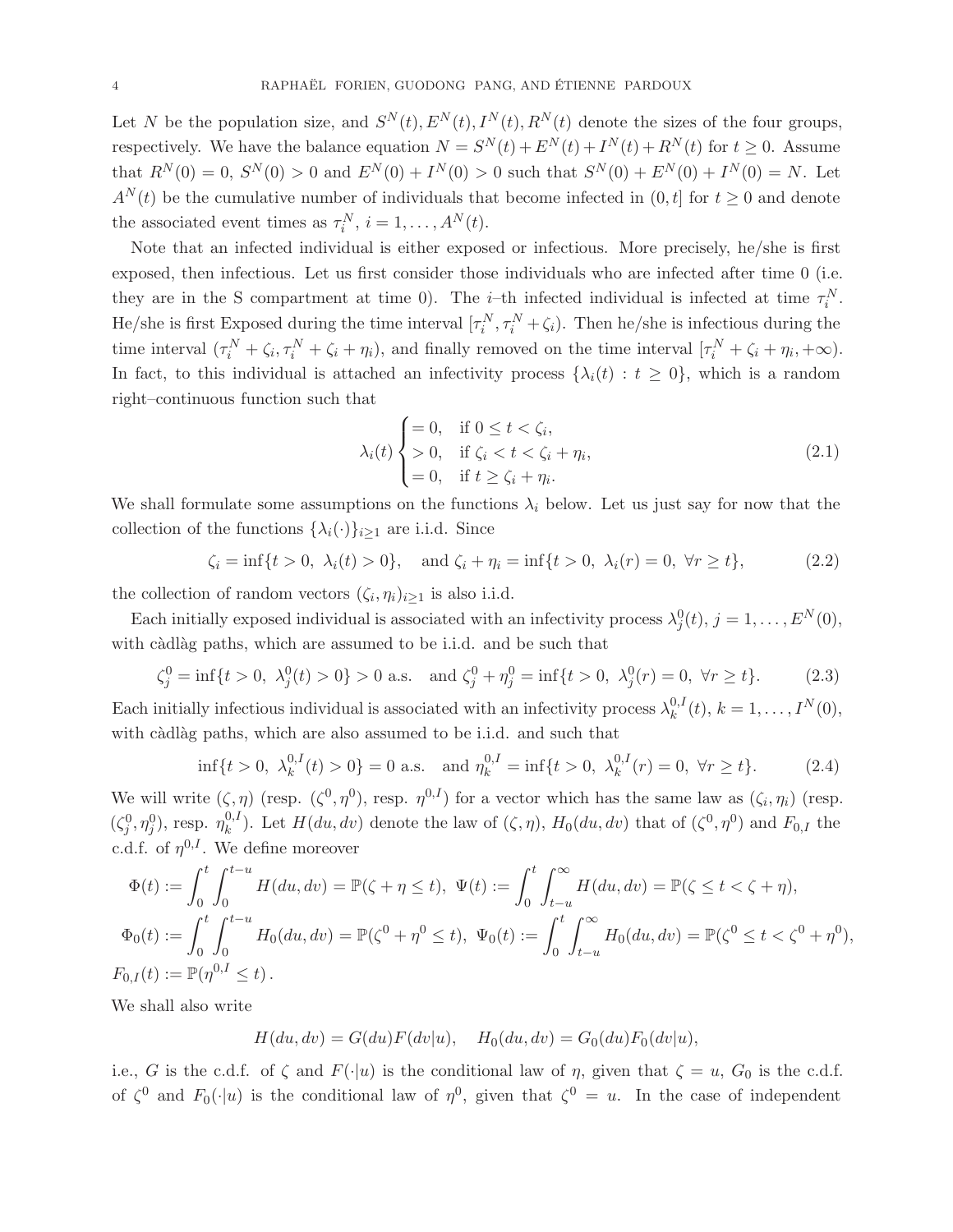Let $N$ be the population size, and $S^N(t), E^N(t), I^N(t), R^N(t)$ denote the sizes of the four groups, respectively. We have the balance equation $N = S^N(t) + E^N(t) + I^N(t) + R^N(t)$ for $t \geq 0$. Assume that $R^N(0) = 0$, $S^N(0) > 0$ and $E^N(0) + I^N(0) > 0$ such that $S^N(0) + E^N(0) + I^N(0) = N$. Let $A^N(t)$ be the cumulative number of individuals that become infected in $(0, t]$ for $t \geq 0$ and denote the associated event times as $\tau_i^N$, $i = 1, \dots, A^N(t)$.

Note that an infected individual is either exposed or infectious. More precisely, he/she is first exposed, then infectious. Let us first consider those individuals who are infected after time 0 (i.e. they are in the S compartment at time 0). The $i$–th infected individual is infected at time $\tau_i^N$. He/she is first Exposed during the time interval $[\tau_i^N, \tau_i^N + \zeta_i)$. Then he/she is infectious during the time interval $(\tau_i^N + \zeta_i, \tau_i^N + \zeta_i + \eta_i)$, and finally removed on the time interval $[\tau_i^N + \zeta_i + \eta_i, +\infty)$. In fact, to this individual is attached an infectivity process $\{\lambda_i(t) : t \geq 0\}$, which is a random right–continuous function such that

$$
\lambda_i(t) \begin{cases} = 0, & \text{if } 0 \leq t < \zeta_i, \\ > 0, & \text{if } \zeta_i < t < \zeta_i + \eta_i, \\ = 0, & \text{if } t \geq \zeta_i + \eta_i. \end{cases} \tag{2.1}
$$

We shall formulate some assumptions on the functions $\lambda_i$ below. Let us just say for now that the collection of the functions $\{\lambda_i(\cdot)\}_{i \geq 1}$ are i.i.d. Since

$$
\zeta_i = \inf\{t > 0,\ \lambda_i(t) > 0\}, \quad \text{and } \zeta_i + \eta_i = \inf\{t > 0,\ \lambda_i(r) = 0,\ \forall r \geq t\}, \tag{2.2}
$$

the collection of random vectors $(\zeta_i, \eta_i)_{i \geq 1}$ is also i.i.d.

Each initially exposed individual is associated with an infectivity process $\lambda_j^0(t)$, $j = 1, \dots, E^N(0)$, with càdlàg paths, which are assumed to be i.i.d. and be such that

$$
\zeta_j^0 = \inf\{t > 0,\ \lambda_j^0(t) > 0\} > 0 \text{ a.s.} \quad \text{and } \zeta_j^0 + \eta_j^0 = \inf\{t > 0,\ \lambda_j^0(r) = 0,\ \forall r \geq t\}. \tag{2.3}
$$

Each initially infectious individual is associated with an infectivity process $\lambda_k^{0,I}(t)$, $k = 1, \dots, I^N(0)$, with càdlàg paths, which are also assumed to be i.i.d. and such that

$$
\inf\{t > 0,\ \lambda_k^{0,I}(t) > 0\} = 0 \text{ a.s.} \quad \text{and } \eta_k^{0,I} = \inf\{t > 0,\ \lambda_k^{0,I}(r) = 0,\ \forall r \geq t\}. \tag{2.4}
$$

We will write $(\zeta, \eta)$ (resp. $(\zeta^0, \eta^0)$, resp. $\eta^{0,I}$) for a vector which has the same law as $(\zeta_i, \eta_i)$ (resp. $(\zeta_j^0, \eta_j^0)$, resp. $\eta_k^{0,I}$). Let $H(du, dv)$ denote the law of $(\zeta, \eta)$, $H_0(du, dv)$ that of $(\zeta^0, \eta^0)$ and $F_{0,I}$ the c.d.f. of $\eta^{0,I}$. We define moreover

$$
\begin{aligned}
&\Phi(t) := \int_0^t \int_0^{t-u} H(du, dv) = \mathbb{P}(\zeta + \eta \leq t),\ \Psi(t) := \int_0^t \int_{t-u}^\infty H(du, dv) = \mathbb{P}(\zeta \leq t < \zeta + \eta), \\
&\Phi_0(t) := \int_0^t \int_0^{t-u} H_0(du, dv) = \mathbb{P}(\zeta^0 + \eta^0 \leq t),\ \Psi_0(t) := \int_0^t \int_{t-u}^\infty H_0(du, dv) = \mathbb{P}(\zeta^0 \leq t < \zeta^0 + \eta^0), \\
&F_{0,I}(t) := \mathbb{P}(\eta^{0,I} \leq t).
\end{aligned}
$$

We shall also write

$$
H(du, dv) = G(du) F(dv|u), \quad H_0(du, dv) = G_0(du) F_0(dv|u),
$$

i.e., $G$ is the c.d.f. of $\zeta$ and $F(\cdot|u)$ is the conditional law of $\eta$, given that $\zeta = u$, $G_0$ is the c.d.f. of $\zeta^0$ and $F_0(\cdot|u)$ is the conditional law of $\eta^0$, given that $\zeta^0 = u$. In the case of independent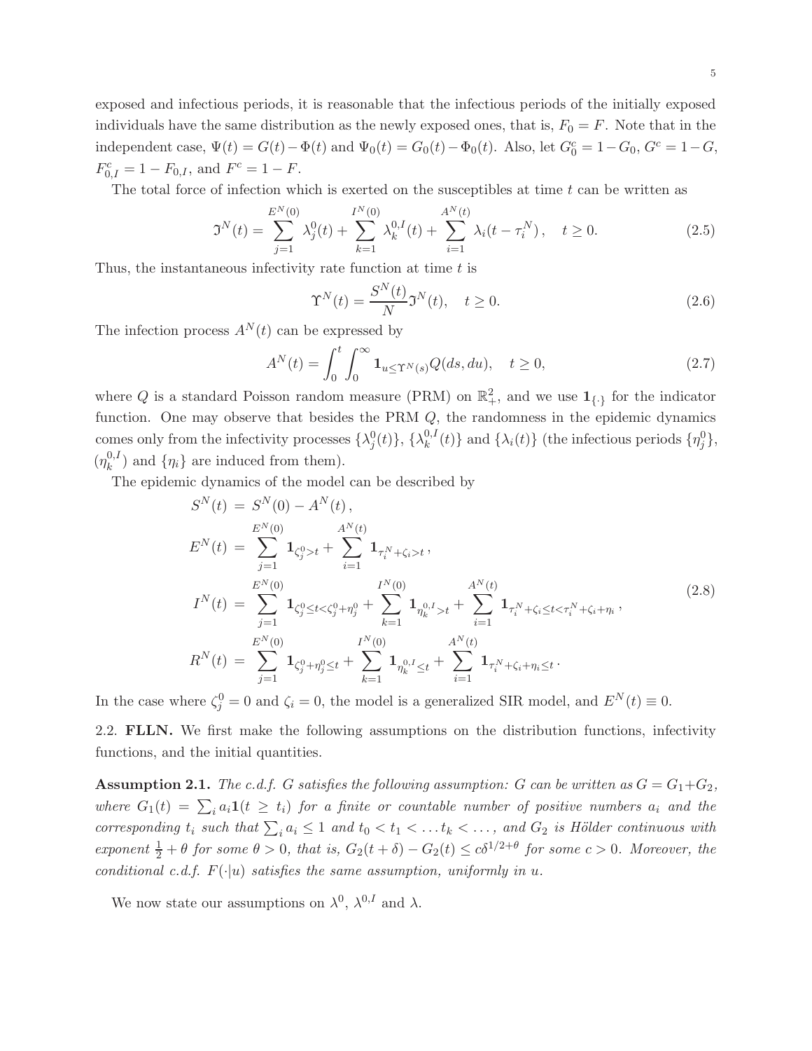exposed and infectious periods, it is reasonable that the infectious periods of the initially exposed individuals have the same distribution as the newly exposed ones, that is, $F_0 = F$. Note that in the independent case, $\Psi(t) = G(t) - \Phi(t)$ and $\Psi_0(t) = G_0(t) - \Phi_0(t)$. Also, let $G_0^c = 1 - G_0$, $G^c = 1 - G$, $F_{0,I}^c = 1 - F_{0,I}$, and $F^c = 1 - F$.

The total force of infection which is exerted on the susceptibles at time $t$ can be written as

$$
\mathfrak{I}^N(t) = \sum_{j=1}^{E^N(0)} \lambda_j^0(t) + \sum_{k=1}^{I^N(0)} \lambda_k^{0,I}(t) + \sum_{i=1}^{A^N(t)} \lambda_i(t - \tau_i^N), \quad t \geq 0. \tag{2.5}
$$

Thus, the instantaneous infectivity rate function at time $t$ is

$$
\Upsilon^N(t) = \frac{S^N(t)}{N} \mathfrak{I}^N(t), \quad t \geq 0. \tag{2.6}
$$

The infection process $A^N(t)$ can be expressed by

$$
A^N(t) = \int_0^t \int_0^\infty \mathbf{1}_{u \leq \Upsilon^N(s)} Q(ds, du), \quad t \geq 0, \tag{2.7}
$$

where $Q$ is a standard Poisson random measure (PRM) on $\mathbb{R}_+^2$, and we use $\mathbf{1}_{\{\cdot\}}$ for the indicator function. One may observe that besides the PRM $Q$, the randomness in the epidemic dynamics comes only from the infectivity processes $\{\lambda_j^0(t)\}$, $\{\lambda_k^{0,I}(t)\}$ and $\{\lambda_i(t)\}$ (the infectious periods $\{\eta_j^0\}$, $(\eta_k^{0,I})$ and $\{\eta_i\}$ are induced from them).

The epidemic dynamics of the model can be described by

$$
\begin{aligned}
S^N(t) &= S^N(0) - A^N(t), \\
E^N(t) &= \sum_{j=1}^{E^N(0)} \mathbf{1}_{\zeta_j^0 > t} + \sum_{i=1}^{A^N(t)} \mathbf{1}_{\tau_i^N + \zeta_i > t}, \\
I^N(t) &= \sum_{j=1}^{E^N(0)} \mathbf{1}_{\zeta_j^0 \leq t < \zeta_j^0 + \eta_j^0} + \sum_{k=1}^{I^N(0)} \mathbf{1}_{\eta_k^{0,I} > t} + \sum_{i=1}^{A^N(t)} \mathbf{1}_{\tau_i^N + \zeta_i \leq t < \tau_i^N + \zeta_i + \eta_i}, \\
R^N(t) &= \sum_{j=1}^{E^N(0)} \mathbf{1}_{\zeta_j^0 + \eta_j^0 \leq t} + \sum_{k=1}^{I^N(0)} \mathbf{1}_{\eta_k^{0,I} \leq t} + \sum_{i=1}^{A^N(t)} \mathbf{1}_{\tau_i^N + \zeta_i + \eta_i \leq t}.
\end{aligned} \tag{2.8}
$$

In the case where $\zeta_j^0 = 0$ and $\zeta_i = 0$, the model is a generalized SIR model, and $E^N(t) \equiv 0$.

2.2. **FLLN.** We first make the following assumptions on the distribution functions, infectivity functions, and the initial quantities.

**Assumption 2.1.** *The c.d.f. $G$ satisfies the following assumption: $G$ can be written as $G = G_1 + G_2$, where $G_1(t) = \sum_i a_i \mathbf{1}(t \geq t_i)$ for a finite or countable number of positive numbers $a_i$ and the corresponding $t_i$ such that $\sum_i a_i \leq 1$ and $t_0 < t_1 < \dots t_k < \dots$, and $G_2$ is Hölder continuous with exponent $\frac{1}{2} + \theta$ for some $\theta > 0$, that is, $G_2(t + \delta) - G_2(t) \leq c\delta^{1/2+\theta}$ for some $c > 0$. Moreover, the conditional c.d.f. $F(\cdot|u)$ satisfies the same assumption, uniformly in $u$.*

We now state our assumptions on $\lambda^0$, $\lambda^{0,I}$ and $\lambda$.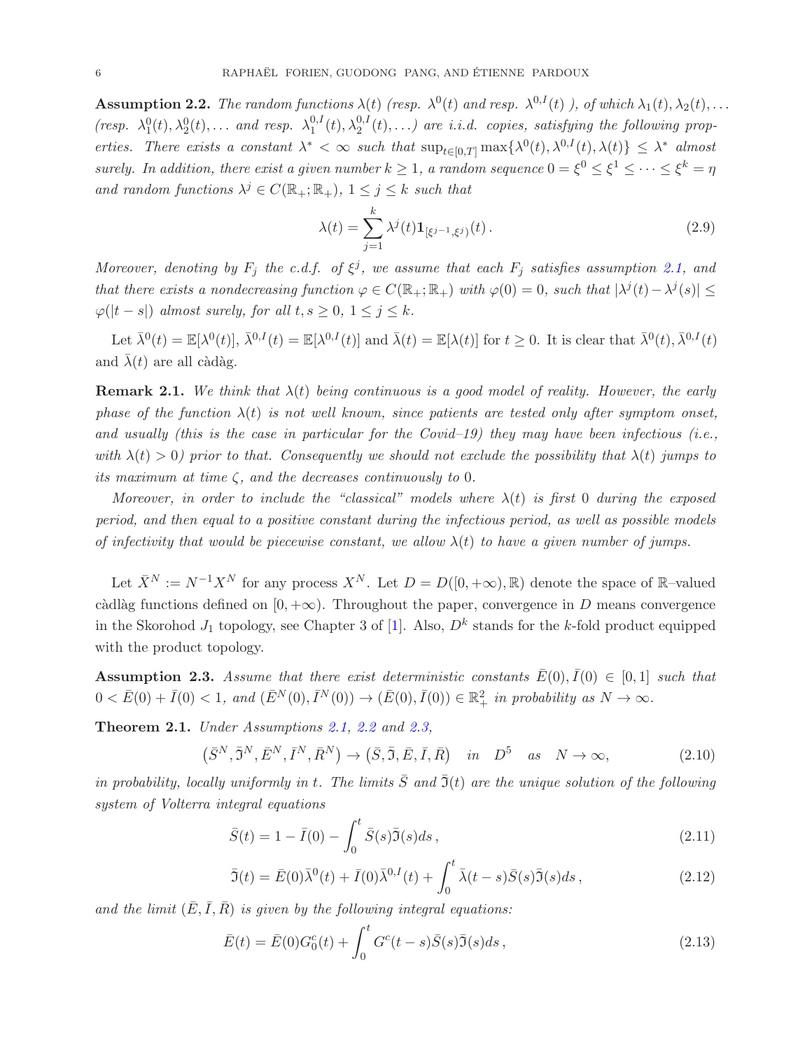**Assumption 2.2.** *The random functions $\lambda(t)$ (resp. $\lambda^0(t)$ and resp. $\lambda^{0,I}(t)$ ), of which $\lambda_1(t), \lambda_2(t), \dots$ (resp. $\lambda_1^0(t), \lambda_2^0(t), \dots$ and resp. $\lambda_1^{0,I}(t), \lambda_2^{0,I}(t), \dots$) are i.i.d. copies, satisfying the following properties. There exists a constant $\lambda^* < \infty$ such that $\sup_{t\in[0,T]} \max\{\lambda^0(t), \lambda^{0,I}(t), \lambda(t)\} \le \lambda^*$ almost surely. In addition, there exist a given number $k \ge 1$, a random sequence $0 = \xi^0 \le \xi^1 \le \cdots \le \xi^k = \eta$ and random functions $\lambda^j \in C(\mathbb{R}_+; \mathbb{R}_+)$, $1 \le j \le k$ such that*

$$\lambda(t) = \sum_{j=1}^{k} \lambda^j(t) \mathbf{1}_{[\xi^{j-1}, \xi^j)}(t) \,. \tag{2.9}$$

*Moreover, denoting by $F_j$ the c.d.f. of $\xi^j$, we assume that each $F_j$ satisfies assumption 2.1, and that there exists a nondecreasing function $\varphi \in C(\mathbb{R}_+; \mathbb{R}_+)$ with $\varphi(0) = 0$, such that $|\lambda^j(t) - \lambda^j(s)| \le \varphi(|t-s|)$ almost surely, for all $t, s \ge 0$, $1 \le j \le k$.*

Let $\bar{\lambda}^0(t) = \mathbb{E}[\lambda^0(t)]$, $\bar{\lambda}^{0,I}(t) = \mathbb{E}[\lambda^{0,I}(t)]$ and $\bar{\lambda}(t) = \mathbb{E}[\lambda(t)]$ for $t \ge 0$. It is clear that $\bar{\lambda}^0(t), \bar{\lambda}^{0,I}(t)$ and $\bar{\lambda}(t)$ are all càdàg.

**Remark 2.1.** *We think that $\lambda(t)$ being continuous is a good model of reality. However, the early phase of the function $\lambda(t)$ is not well known, since patients are tested only after symptom onset, and usually (this is the case in particular for the Covid–19) they may have been infectious (i.e., with $\lambda(t) > 0$) prior to that. Consequently we should not exclude the possibility that $\lambda(t)$ jumps to its maximum at time $\zeta$, and the decreases continuously to 0.*

*Moreover, in order to include the "classical" models where $\lambda(t)$ is first 0 during the exposed period, and then equal to a positive constant during the infectious period, as well as possible models of infectivity that would be piecewise constant, we allow $\lambda(t)$ to have a given number of jumps.*

Let $\bar{X}^N := N^{-1} X^N$ for any process $X^N$. Let $D = D([0, +\infty), \mathbb{R})$ denote the space of $\mathbb{R}$–valued càdlàg functions defined on $[0, +\infty)$. Throughout the paper, convergence in $D$ means convergence in the Skorohod $J_1$ topology, see Chapter 3 of [1]. Also, $D^k$ stands for the $k$-fold product equipped with the product topology.

**Assumption 2.3.** *Assume that there exist deterministic constants $\bar{E}(0), \bar{I}(0) \in [0,1]$ such that $0 < \bar{E}(0) + \bar{I}(0) < 1$, and $(\bar{E}^N(0), \bar{I}^N(0)) \to (\bar{E}(0), \bar{I}(0)) \in \mathbb{R}_+^2$ in probability as $N \to \infty$.*

**Theorem 2.1.** *Under Assumptions 2.1, 2.2 and 2.3,*

$$\left(\bar{S}^N, \bar{\mathfrak{I}}^N, \bar{E}^N, \bar{I}^N, \bar{R}^N\right) \to \left(\bar{S}, \bar{\mathfrak{I}}, \bar{E}, \bar{I}, \bar{R}\right) \quad \text{in} \quad D^5 \quad \text{as} \quad N \to \infty, \tag{2.10}$$

*in probability, locally uniformly in $t$. The limits $\bar{S}$ and $\bar{\mathfrak{I}}(t)$ are the unique solution of the following system of Volterra integral equations*

$$\bar{S}(t) = 1 - \bar{I}(0) - \int_0^t \bar{S}(s)\bar{\mathfrak{I}}(s)ds \,, \tag{2.11}$$

$$\bar{\mathfrak{I}}(t) = \bar{E}(0)\bar{\lambda}^0(t) + \bar{I}(0)\bar{\lambda}^{0,I}(t) + \int_0^t \bar{\lambda}(t-s)\bar{S}(s)\bar{\mathfrak{I}}(s)ds \,, \tag{2.12}$$

*and the limit $(\bar{E}, \bar{I}, \bar{R})$ is given by the following integral equations:*

$$\bar{E}(t) = \bar{E}(0)G_0^c(t) + \int_0^t G^c(t-s)\bar{S}(s)\bar{\mathfrak{I}}(s)ds \,, \tag{2.13}$$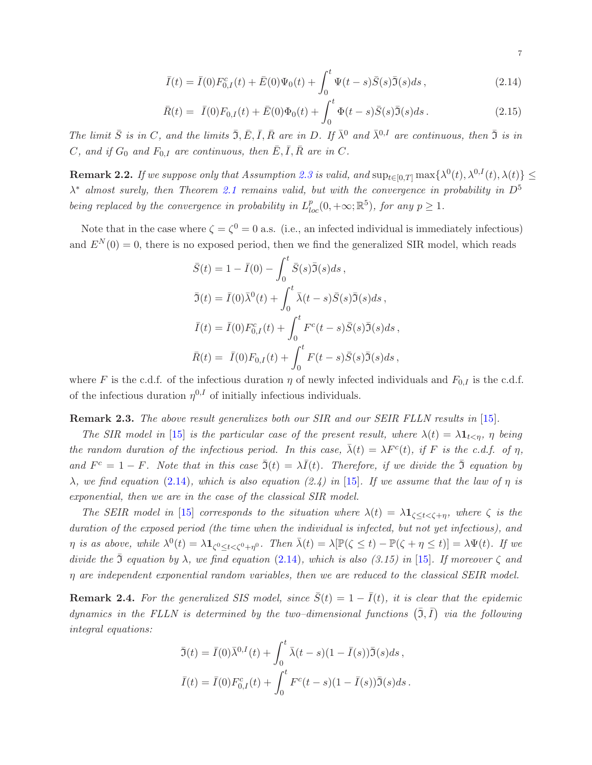$$\bar{I}(t) = \bar{I}(0)F_{0,I}^c(t) + \bar{E}(0)\Psi_0(t) + \int_0^t \Psi(t-s)\bar{S}(s)\bar{\mathfrak{I}}(s)ds\,, \tag{2.14}$$

$$\bar{R}(t) = \bar{I}(0)F_{0,I}(t) + \bar{E}(0)\Phi_0(t) + \int_0^t \Phi(t-s)\bar{S}(s)\bar{\mathfrak{I}}(s)ds\,. \tag{2.15}$$

*The limit $\bar{S}$ is in $C$, and the limits $\bar{\mathfrak{I}}, \bar{E}, \bar{I}, \bar{R}$ are in $D$. If $\bar{\lambda}^0$ and $\bar{\lambda}^{0,I}$ are continuous, then $\bar{\mathfrak{I}}$ is in $C$, and if $G_0$ and $F_{0,I}$ are continuous, then $\bar{E}, \bar{I}, \bar{R}$ are in $C$.*

**Remark 2.2.** *If we suppose only that Assumption 2.3 is valid, and $\sup_{t\in[0,T]}\max\{\lambda^0(t), \lambda^{0,I}(t), \lambda(t)\} \le \lambda^*$ almost surely, then Theorem 2.1 remains valid, but with the convergence in probability in $D^5$ being replaced by the convergence in probability in $L^p_{loc}(0,+\infty;\mathbb{R}^5)$, for any $p \ge 1$.*

Note that in the case where $\zeta = \zeta^0 = 0$ a.s. (i.e., an infected individual is immediately infectious) and $E^N(0) = 0$, there is no exposed period, then we find the generalized SIR model, which reads

$$\bar{S}(t) = 1 - \bar{I}(0) - \int_0^t \bar{S}(s)\bar{\mathfrak{I}}(s)ds\,,$$

$$\bar{\mathfrak{I}}(t) = \bar{I}(0)\bar{\lambda}^0(t) + \int_0^t \bar{\lambda}(t-s)\bar{S}(s)\bar{\mathfrak{I}}(s)ds\,,$$

$$\bar{I}(t) = \bar{I}(0)F_{0,I}^c(t) + \int_0^t F^c(t-s)\bar{S}(s)\bar{\mathfrak{I}}(s)ds\,,$$

$$\bar{R}(t) = \bar{I}(0)F_{0,I}(t) + \int_0^t F(t-s)\bar{S}(s)\bar{\mathfrak{I}}(s)ds\,,$$

where $F$ is the c.d.f. of the infectious duration $\eta$ of newly infected individuals and $F_{0,I}$ is the c.d.f. of the infectious duration $\eta^{0,I}$ of initially infectious individuals.

**Remark 2.3.** *The above result generalizes both our SIR and our SEIR FLLN results in [15].*

*The SIR model in [15] is the particular case of the present result, where $\lambda(t) = \lambda \mathbf{1}_{t<\eta}$, $\eta$ being the random duration of the infectious period. In this case, $\bar{\lambda}(t) = \lambda F^c(t)$, if $F$ is the c.d.f. of $\eta$, and $F^c = 1 - F$. Note that in this case $\bar{\mathfrak{I}}(t) = \lambda \bar{I}(t)$. Therefore, if we divide the $\bar{\mathfrak{I}}$ equation by $\lambda$, we find equation (2.14), which is also equation (2.4) in [15]. If we assume that the law of $\eta$ is exponential, then we are in the case of the classical SIR model.*

*The SEIR model in [15] corresponds to the situation where $\lambda(t) = \lambda \mathbf{1}_{\zeta \le t < \zeta+\eta}$, where $\zeta$ is the duration of the exposed period (the time when the individual is infected, but not yet infectious), and $\eta$ is as above, while $\lambda^0(t) = \lambda \mathbf{1}_{\zeta^0 \le t < \zeta^0+\eta^0}$. Then $\bar{\lambda}(t) = \lambda[\mathbb{P}(\zeta \le t) - \mathbb{P}(\zeta + \eta \le t)] = \lambda \Psi(t)$. If we divide the $\bar{\mathfrak{I}}$ equation by $\lambda$, we find equation (2.14), which is also (3.15) in [15]. If moreover $\zeta$ and $\eta$ are independent exponential random variables, then we are reduced to the classical SEIR model.*

**Remark 2.4.** *For the generalized SIS model, since $\bar{S}(t) = 1 - \bar{I}(t)$, it is clear that the epidemic dynamics in the FLLN is determined by the two–dimensional functions $(\bar{\mathfrak{I}}, \bar{I})$ via the following integral equations:*

$$\bar{\mathfrak{I}}(t) = \bar{I}(0)\bar{\lambda}^{0,I}(t) + \int_0^t \bar{\lambda}(t-s)(1 - \bar{I}(s))\bar{\mathfrak{I}}(s)ds\,,$$

$$\bar{I}(t) = \bar{I}(0)F_{0,I}^c(t) + \int_0^t F^c(t-s)(1 - \bar{I}(s))\bar{\mathfrak{I}}(s)ds\,.$$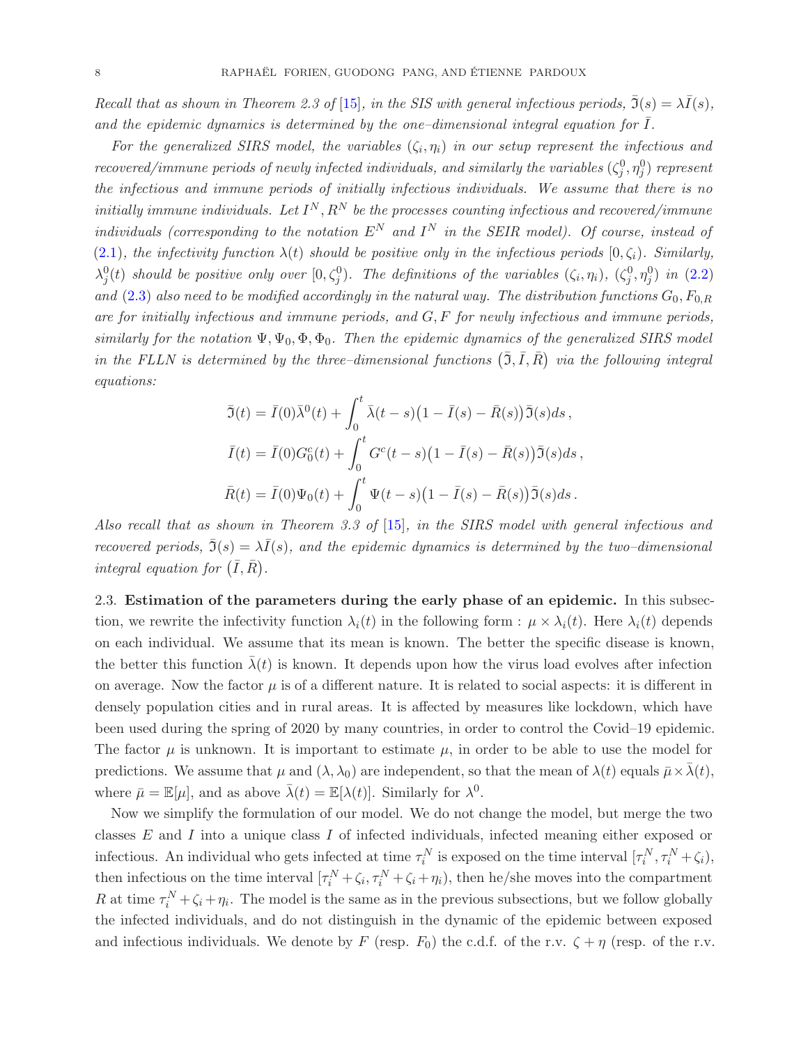*Recall that as shown in Theorem 2.3 of [15], in the SIS with general infectious periods, $\bar{\mathfrak{I}}(s) = \lambda \bar{I}(s)$, and the epidemic dynamics is determined by the one–dimensional integral equation for $\bar{I}$.*

*For the generalized SIRS model, the variables $(\zeta_i, \eta_i)$ in our setup represent the infectious and recovered/immune periods of newly infected individuals, and similarly the variables $(\zeta_j^0, \eta_j^0)$ represent the infectious and immune periods of initially infectious individuals. We assume that there is no initially immune individuals. Let $I^N, R^N$ be the processes counting infectious and recovered/immune individuals (corresponding to the notation $E^N$ and $I^N$ in the SEIR model). Of course, instead of (2.1), the infectivity function $\lambda(t)$ should be positive only in the infectious periods $[0, \zeta_i)$. Similarly, $\lambda_j^0(t)$ should be positive only over $[0, \zeta_j^0)$. The definitions of the variables $(\zeta_i, \eta_i)$, $(\zeta_j^0, \eta_j^0)$ in (2.2) and (2.3) also need to be modified accordingly in the natural way. The distribution functions $G_0, F_{0,R}$ are for initially infectious and immune periods, and $G, F$ for newly infectious and immune periods, similarly for the notation $\Psi, \Psi_0, \Phi, \Phi_0$. Then the epidemic dynamics of the generalized SIRS model in the FLLN is determined by the three–dimensional functions $(\bar{\mathfrak{I}}, \bar{I}, \bar{R})$ via the following integral equations:*

$$
\begin{aligned}
\bar{\mathfrak{I}}(t) &= \bar{I}(0)\bar{\lambda}^0(t) + \int_0^t \bar{\lambda}(t-s)\big(1 - \bar{I}(s) - \bar{R}(s)\big)\bar{\mathfrak{I}}(s)ds \,, \\
\bar{I}(t) &= \bar{I}(0)G_0^c(t) + \int_0^t G^c(t-s)\big(1 - \bar{I}(s) - \bar{R}(s)\big)\bar{\mathfrak{I}}(s)ds \,, \\
\bar{R}(t) &= \bar{I}(0)\Psi_0(t) + \int_0^t \Psi(t-s)\big(1 - \bar{I}(s) - \bar{R}(s)\big)\bar{\mathfrak{I}}(s)ds \,.
\end{aligned}
$$

*Also recall that as shown in Theorem 3.3 of [15], in the SIRS model with general infectious and recovered periods, $\bar{\mathfrak{I}}(s) = \lambda \bar{I}(s)$, and the epidemic dynamics is determined by the two–dimensional integral equation for $(\bar{I}, \bar{R})$.*

### 2.3. Estimation of the parameters during the early phase of an epidemic.

In this subsection, we rewrite the infectivity function $\lambda_i(t)$ in the following form : $\mu \times \lambda_i(t)$. Here $\lambda_i(t)$ depends on each individual. We assume that its mean is known. The better the specific disease is known, the better this function $\bar{\lambda}(t)$ is known. It depends upon how the virus load evolves after infection on average. Now the factor $\mu$ is of a different nature. It is related to social aspects: it is different in densely population cities and in rural areas. It is affected by measures like lockdown, which have been used during the spring of 2020 by many countries, in order to control the Covid–19 epidemic. The factor $\mu$ is unknown. It is important to estimate $\mu$, in order to be able to use the model for predictions. We assume that $\mu$ and $(\lambda, \lambda_0)$ are independent, so that the mean of $\lambda(t)$ equals $\bar{\mu} \times \bar{\lambda}(t)$, where $\bar{\mu} = \mathbb{E}[\mu]$, and as above $\bar{\lambda}(t) = \mathbb{E}[\lambda(t)]$. Similarly for $\lambda^0$.

Now we simplify the formulation of our model. We do not change the model, but merge the two classes $E$ and $I$ into a unique class $I$ of infected individuals, infected meaning either exposed or infectious. An individual who gets infected at time $\tau_i^N$ is exposed on the time interval $[\tau_i^N, \tau_i^N + \zeta_i)$, then infectious on the time interval $[\tau_i^N + \zeta_i, \tau_i^N + \zeta_i + \eta_i)$, then he/she moves into the compartment $R$ at time $\tau_i^N + \zeta_i + \eta_i$. The model is the same as in the previous subsections, but we follow globally the infected individuals, and do not distinguish in the dynamic of the epidemic between exposed and infectious individuals. We denote by $F$ (resp. $F_0$) the c.d.f. of the r.v. $\zeta + \eta$ (resp. of the r.v.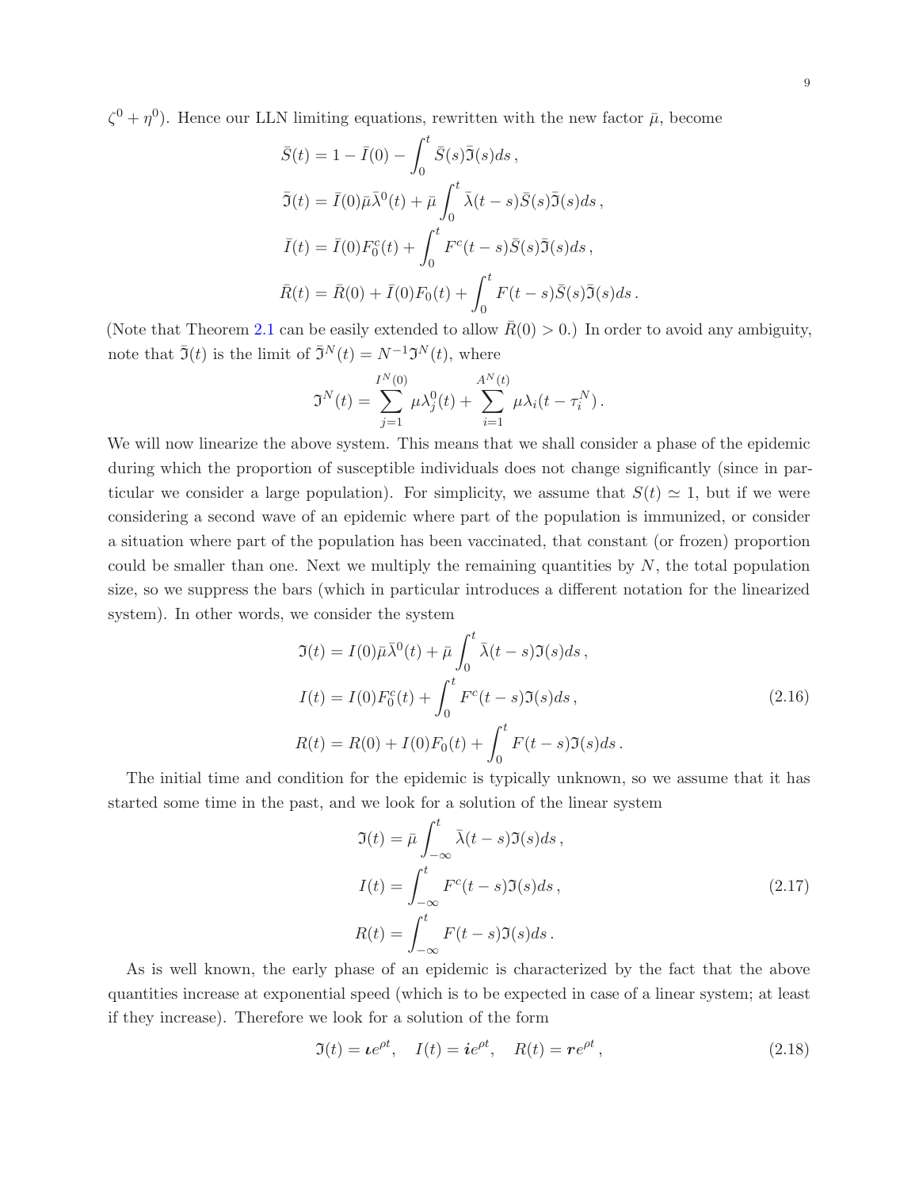$\zeta^0 + \eta^0$). Hence our LLN limiting equations, rewritten with the new factor $\bar{\mu}$, become

$$
\begin{aligned}
\bar{S}(t) &= 1 - \bar{I}(0) - \int_0^t \bar{S}(s)\bar{\mathfrak{I}}(s)ds\,,\\
\bar{\mathfrak{I}}(t) &= \bar{I}(0)\bar{\mu}\bar{\lambda}^0(t) + \bar{\mu}\int_0^t \bar{\lambda}(t-s)\bar{S}(s)\bar{\mathfrak{I}}(s)ds\,,\\
\bar{I}(t) &= \bar{I}(0)F_0^c(t) + \int_0^t F^c(t-s)\bar{S}(s)\bar{\mathfrak{I}}(s)ds\,,\\
\bar{R}(t) &= \bar{R}(0) + \bar{I}(0)F_0(t) + \int_0^t F(t-s)\bar{S}(s)\bar{\mathfrak{I}}(s)ds\,.
\end{aligned}
$$

(Note that Theorem 2.1 can be easily extended to allow $\bar{R}(0) > 0$.) In order to avoid any ambiguity, note that $\bar{\mathfrak{I}}(t)$ is the limit of $\bar{\mathfrak{I}}^N(t) = N^{-1}\mathfrak{I}^N(t)$, where

$$
\mathfrak{I}^N(t) = \sum_{j=1}^{I^N(0)} \mu\lambda_j^0(t) + \sum_{i=1}^{A^N(t)} \mu\lambda_i(t-\tau_i^N)\,.
$$

We will now linearize the above system. This means that we shall consider a phase of the epidemic during which the proportion of susceptible individuals does not change significantly (since in particular we consider a large population). For simplicity, we assume that $S(t) \simeq 1$, but if we were considering a second wave of an epidemic where part of the population is immunized, or consider a situation where part of the population has been vaccinated, that constant (or frozen) proportion could be smaller than one. Next we multiply the remaining quantities by $N$, the total population size, so we suppress the bars (which in particular introduces a different notation for the linearized system). In other words, we consider the system

$$
\begin{aligned}
\mathfrak{I}(t) &= I(0)\bar{\mu}\bar{\lambda}^0(t) + \bar{\mu}\int_0^t \bar{\lambda}(t-s)\mathfrak{I}(s)ds\,,\\
I(t) &= I(0)F_0^c(t) + \int_0^t F^c(t-s)\mathfrak{I}(s)ds\,,\\
R(t) &= R(0) + I(0)F_0(t) + \int_0^t F(t-s)\mathfrak{I}(s)ds\,.
\end{aligned}
\tag{2.16}
$$

The initial time and condition for the epidemic is typically unknown, so we assume that it has started some time in the past, and we look for a solution of the linear system

$$
\begin{aligned}
\mathfrak{I}(t) &= \bar{\mu}\int_{-\infty}^t \bar{\lambda}(t-s)\mathfrak{I}(s)ds\,,\\
I(t) &= \int_{-\infty}^t F^c(t-s)\mathfrak{I}(s)ds\,,\\
R(t) &= \int_{-\infty}^t F(t-s)\mathfrak{I}(s)ds\,.
\end{aligned}
\tag{2.17}
$$

As is well known, the early phase of an epidemic is characterized by the fact that the above quantities increase at exponential speed (which is to be expected in case of a linear system; at least if they increase). Therefore we look for a solution of the form

$$
\mathfrak{I}(t) = \boldsymbol{\iota}e^{\rho t}, \quad I(t) = \boldsymbol{i}e^{\rho t}, \quad R(t) = \boldsymbol{r}e^{\rho t}\,,
\tag{2.18}
$$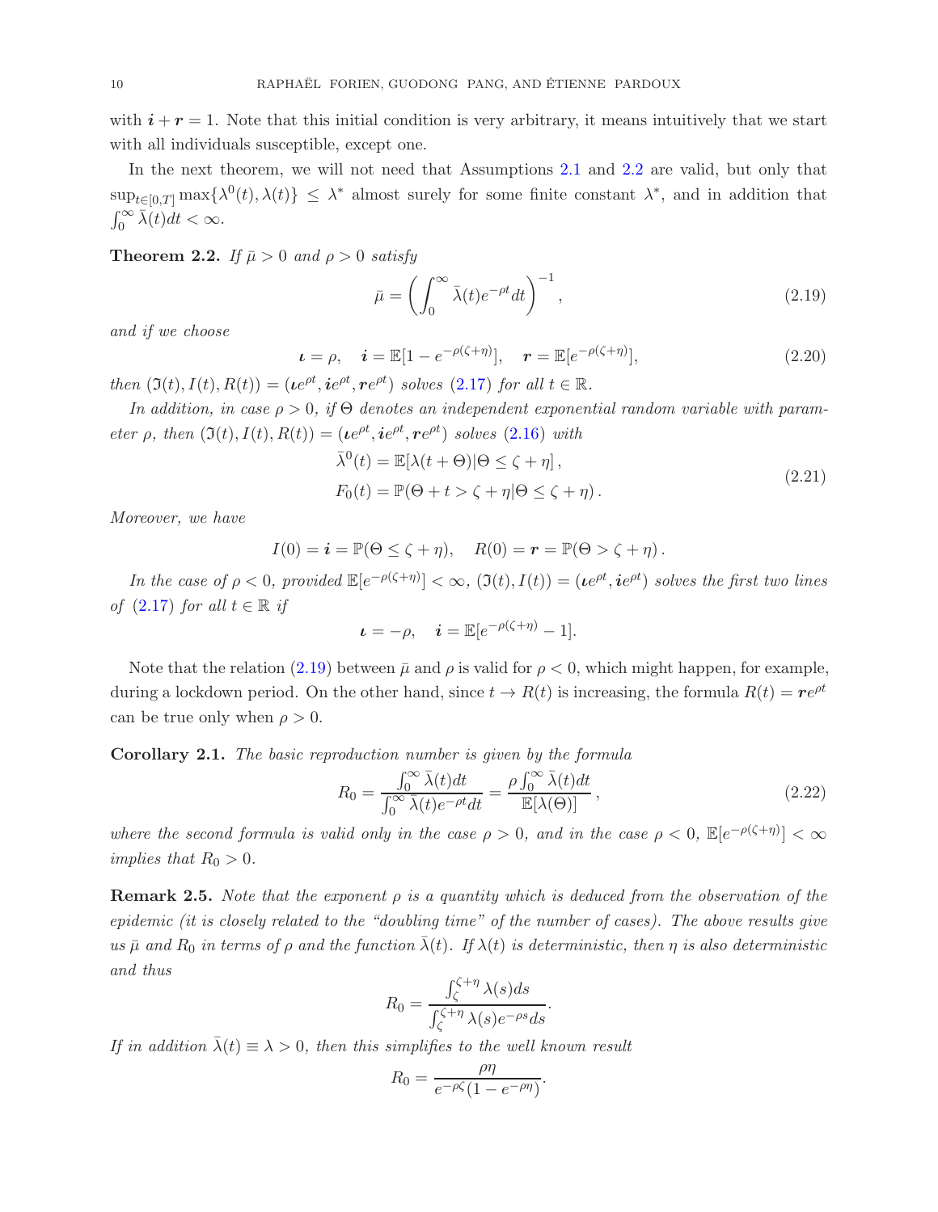with $\boldsymbol{i}+\boldsymbol{r}=1$. Note that this initial condition is very arbitrary, it means intuitively that we start with all individuals susceptible, except one.

In the next theorem, we will not need that Assumptions 2.1 and 2.2 are valid, but only that $\sup_{t\in[0,T]}\max\{\lambda^0(t),\lambda(t)\}\le\lambda^*$ almost surely for some finite constant $\lambda^*$, and in addition that $\int_0^\infty\bar\lambda(t)dt<\infty$.

**Theorem 2.2.** *If $\bar\mu>0$ and $\rho>0$ satisfy*

$$\bar\mu=\left(\int_0^\infty\bar\lambda(t)e^{-\rho t}dt\right)^{-1}, \tag{2.19}$$

*and if we choose*

$$\boldsymbol{\iota}=\rho,\quad \boldsymbol{i}=\mathbb{E}[1-e^{-\rho(\zeta+\eta)}],\quad \boldsymbol{r}=\mathbb{E}[e^{-\rho(\zeta+\eta)}], \tag{2.20}$$

*then $(\mathfrak{I}(t),I(t),R(t))=(\boldsymbol{\iota}e^{\rho t},\boldsymbol{i}e^{\rho t},\boldsymbol{r}e^{\rho t})$ solves (2.17) for all $t\in\mathbb{R}$.*

*In addition, in case $\rho>0$, if $\Theta$ denotes an independent exponential random variable with parameter $\rho$, then $(\mathfrak{I}(t),I(t),R(t))=(\boldsymbol{\iota}e^{\rho t},\boldsymbol{i}e^{\rho t},\boldsymbol{r}e^{\rho t})$ solves (2.16) with*

$$\begin{aligned}\bar\lambda^0(t)&=\mathbb{E}[\lambda(t+\Theta)|\Theta\le\zeta+\eta],\\ F_0(t)&=\mathbb{P}(\Theta+t>\zeta+\eta|\Theta\le\zeta+\eta).\end{aligned}\tag{2.21}$$

*Moreover, we have*

$$I(0)=\boldsymbol{i}=\mathbb{P}(\Theta\le\zeta+\eta),\quad R(0)=\boldsymbol{r}=\mathbb{P}(\Theta>\zeta+\eta).$$

*In the case of $\rho<0$, provided $\mathbb{E}[e^{-\rho(\zeta+\eta)}]<\infty$, $(\mathfrak{I}(t),I(t))=(\boldsymbol{\iota}e^{\rho t},\boldsymbol{i}e^{\rho t})$ solves the first two lines of (2.17) for all $t\in\mathbb{R}$ if*

$$\boldsymbol{\iota}=-\rho,\quad \boldsymbol{i}=\mathbb{E}[e^{-\rho(\zeta+\eta)}-1].$$

Note that the relation (2.19) between $\bar\mu$ and $\rho$ is valid for $\rho<0$, which might happen, for example, during a lockdown period. On the other hand, since $t\to R(t)$ is increasing, the formula $R(t)=\boldsymbol{r}e^{\rho t}$ can be true only when $\rho>0$.

**Corollary 2.1.** *The basic reproduction number is given by the formula*

$$R_0=\frac{\int_0^\infty\bar\lambda(t)dt}{\int_0^\infty\bar\lambda(t)e^{-\rho t}dt}=\frac{\rho\int_0^\infty\bar\lambda(t)dt}{\mathbb{E}[\lambda(\Theta)]}, \tag{2.22}$$

*where the second formula is valid only in the case $\rho>0$, and in the case $\rho<0$, $\mathbb{E}[e^{-\rho(\zeta+\eta)}]<\infty$ implies that $R_0>0$.*

**Remark 2.5.** *Note that the exponent $\rho$ is a quantity which is deduced from the observation of the epidemic (it is closely related to the "doubling time" of the number of cases). The above results give us $\bar\mu$ and $R_0$ in terms of $\rho$ and the function $\bar\lambda(t)$. If $\lambda(t)$ is deterministic, then $\eta$ is also deterministic and thus*

$$R_0=\frac{\int_\zeta^{\zeta+\eta}\lambda(s)ds}{\int_\zeta^{\zeta+\eta}\lambda(s)e^{-\rho s}ds}.$$

*If in addition $\bar\lambda(t)\equiv\lambda>0$, then this simplifies to the well known result*

$$R_0=\frac{\rho\eta}{e^{-\rho\zeta}(1-e^{-\rho\eta})}.$$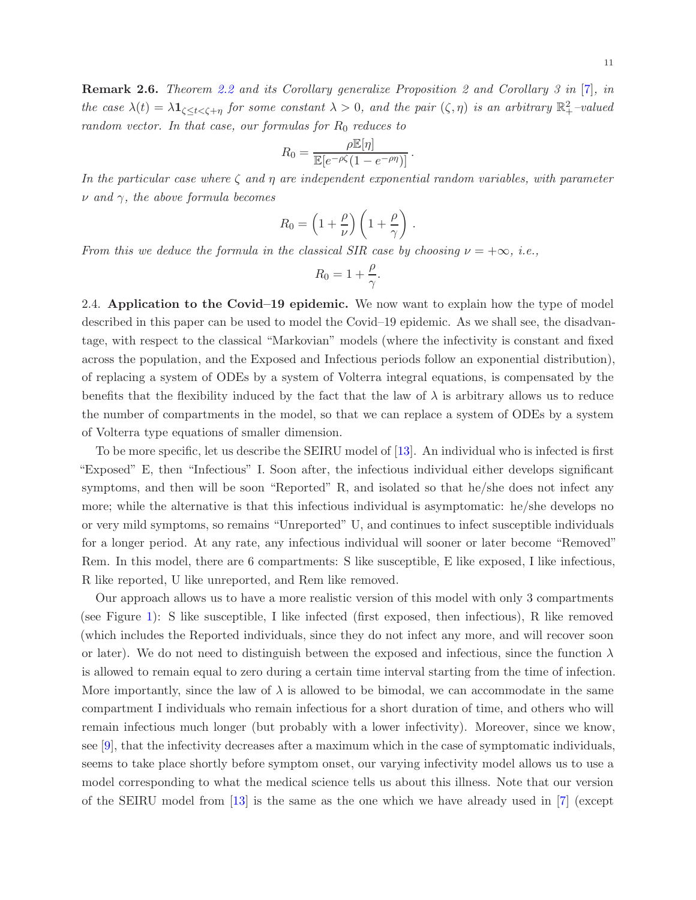**Remark 2.6.** *Theorem 2.2 and its Corollary generalize Proposition 2 and Corollary 3 in [7], in the case $\lambda(t) = \lambda \mathbf{1}_{\zeta \le t < \zeta+\eta}$ for some constant $\lambda > 0$, and the pair $(\zeta, \eta)$ is an arbitrary $\mathbb{R}_+^2$–valued random vector. In that case, our formulas for $R_0$ reduces to*

$$R_0 = \frac{\rho \mathbb{E}[\eta]}{\mathbb{E}[e^{-\rho\zeta}(1 - e^{-\rho\eta})]} .$$

*In the particular case where $\zeta$ and $\eta$ are independent exponential random variables, with parameter $\nu$ and $\gamma$, the above formula becomes*

$$R_0 = \left(1 + \frac{\rho}{\nu}\right)\left(1 + \frac{\rho}{\gamma}\right) .$$

*From this we deduce the formula in the classical SIR case by choosing $\nu = +\infty$, i.e.,*

$$R_0 = 1 + \frac{\rho}{\gamma}.$$

2.4. **Application to the Covid–19 epidemic.** We now want to explain how the type of model described in this paper can be used to model the Covid–19 epidemic. As we shall see, the disadvantage, with respect to the classical "Markovian" models (where the infectivity is constant and fixed across the population, and the Exposed and Infectious periods follow an exponential distribution), of replacing a system of ODEs by a system of Volterra integral equations, is compensated by the benefits that the flexibility induced by the fact that the law of $\lambda$ is arbitrary allows us to reduce the number of compartments in the model, so that we can replace a system of ODEs by a system of Volterra type equations of smaller dimension.

To be more specific, let us describe the SEIRU model of [13]. An individual who is infected is first "Exposed" E, then "Infectious" I. Soon after, the infectious individual either develops significant symptoms, and then will be soon "Reported" R, and isolated so that he/she does not infect any more; while the alternative is that this infectious individual is asymptomatic: he/she develops no or very mild symptoms, so remains "Unreported" U, and continues to infect susceptible individuals for a longer period. At any rate, any infectious individual will sooner or later become "Removed" Rem. In this model, there are 6 compartments: S like susceptible, E like exposed, I like infectious, R like reported, U like unreported, and Rem like removed.

Our approach allows us to have a more realistic version of this model with only 3 compartments (see Figure 1): S like susceptible, I like infected (first exposed, then infectious), R like removed (which includes the Reported individuals, since they do not infect any more, and will recover soon or later). We do not need to distinguish between the exposed and infectious, since the function $\lambda$ is allowed to remain equal to zero during a certain time interval starting from the time of infection. More importantly, since the law of $\lambda$ is allowed to be bimodal, we can accommodate in the same compartment I individuals who remain infectious for a short duration of time, and others who will remain infectious much longer (but probably with a lower infectivity). Moreover, since we know, see [9], that the infectivity decreases after a maximum which in the case of symptomatic individuals, seems to take place shortly before symptom onset, our varying infectivity model allows us to use a model corresponding to what the medical science tells us about this illness. Note that our version of the SEIRU model from [13] is the same as the one which we have already used in [7] (except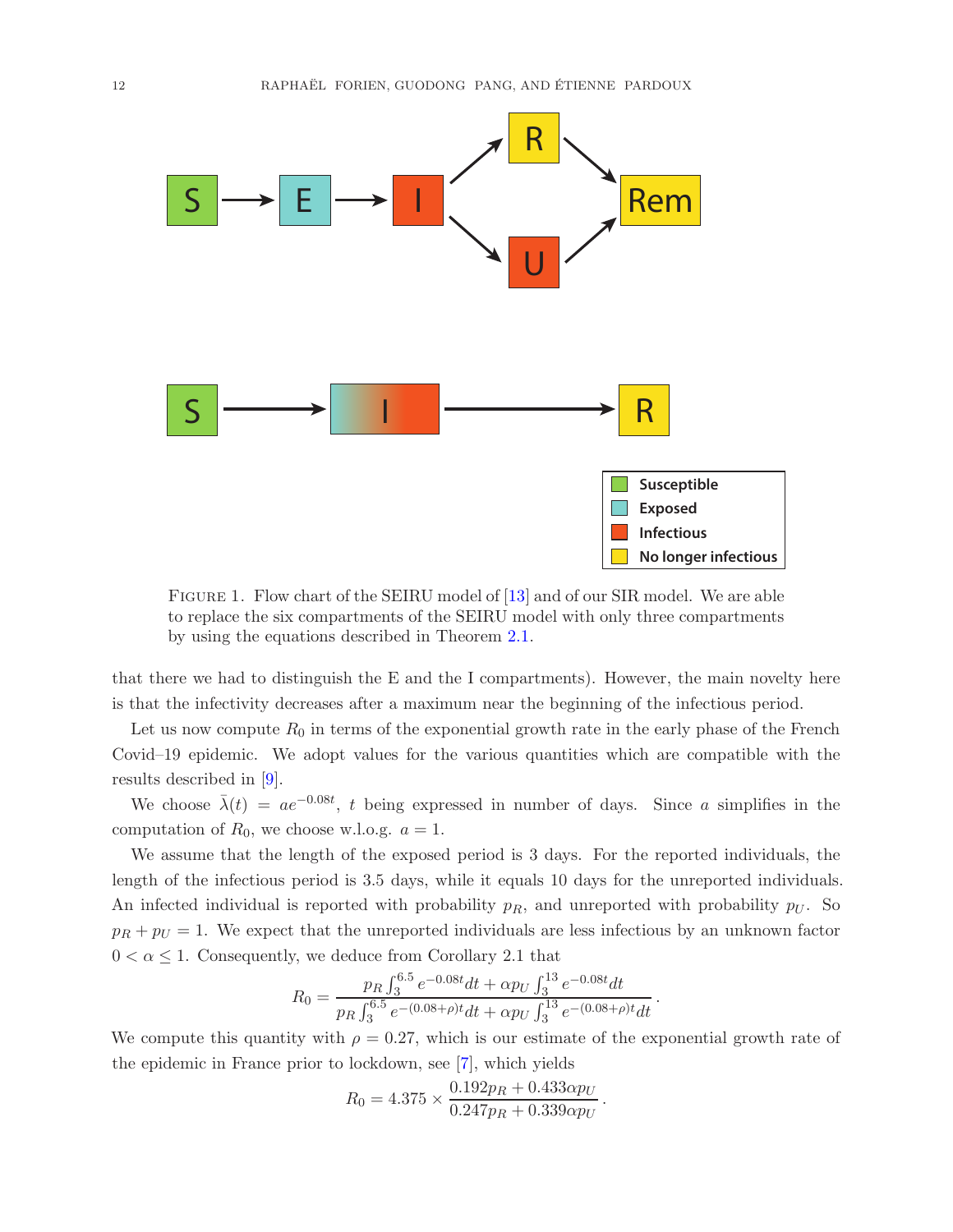FIGURE 1. Flow chart of the SEIRU model of [13] and of our SIR model. We are able to replace the six compartments of the SEIRU model with only three compartments by using the equations described in Theorem 2.1.

that there we had to distinguish the E and the I compartments). However, the main novelty here is that the infectivity decreases after a maximum near the beginning of the infectious period.

Let us now compute $R_0$ in terms of the exponential growth rate in the early phase of the French Covid–19 epidemic. We adopt values for the various quantities which are compatible with the results described in [9].

We choose $\bar{\lambda}(t) = ae^{-0.08t}$, $t$ being expressed in number of days. Since $a$ simplifies in the computation of $R_0$, we choose w.l.o.g. $a = 1$.

We assume that the length of the exposed period is 3 days. For the reported individuals, the length of the infectious period is 3.5 days, while it equals 10 days for the unreported individuals. An infected individual is reported with probability $p_R$, and unreported with probability $p_U$. So $p_R + p_U = 1$. We expect that the unreported individuals are less infectious by an unknown factor $0 < \alpha \leq 1$. Consequently, we deduce from Corollary 2.1 that

$$R_0 = \frac{p_R \int_3^{6.5} e^{-0.08t}dt + \alpha p_U \int_3^{13} e^{-0.08t}dt}{p_R \int_3^{6.5} e^{-(0.08+\rho)t}dt + \alpha p_U \int_3^{13} e^{-(0.08+\rho)t}dt}.$$

We compute this quantity with $\rho = 0.27$, which is our estimate of the exponential growth rate of the epidemic in France prior to lockdown, see [7], which yields

$$R_0 = 4.375 \times \frac{0.192p_R + 0.433\alpha p_U}{0.247p_R + 0.339\alpha p_U}.$$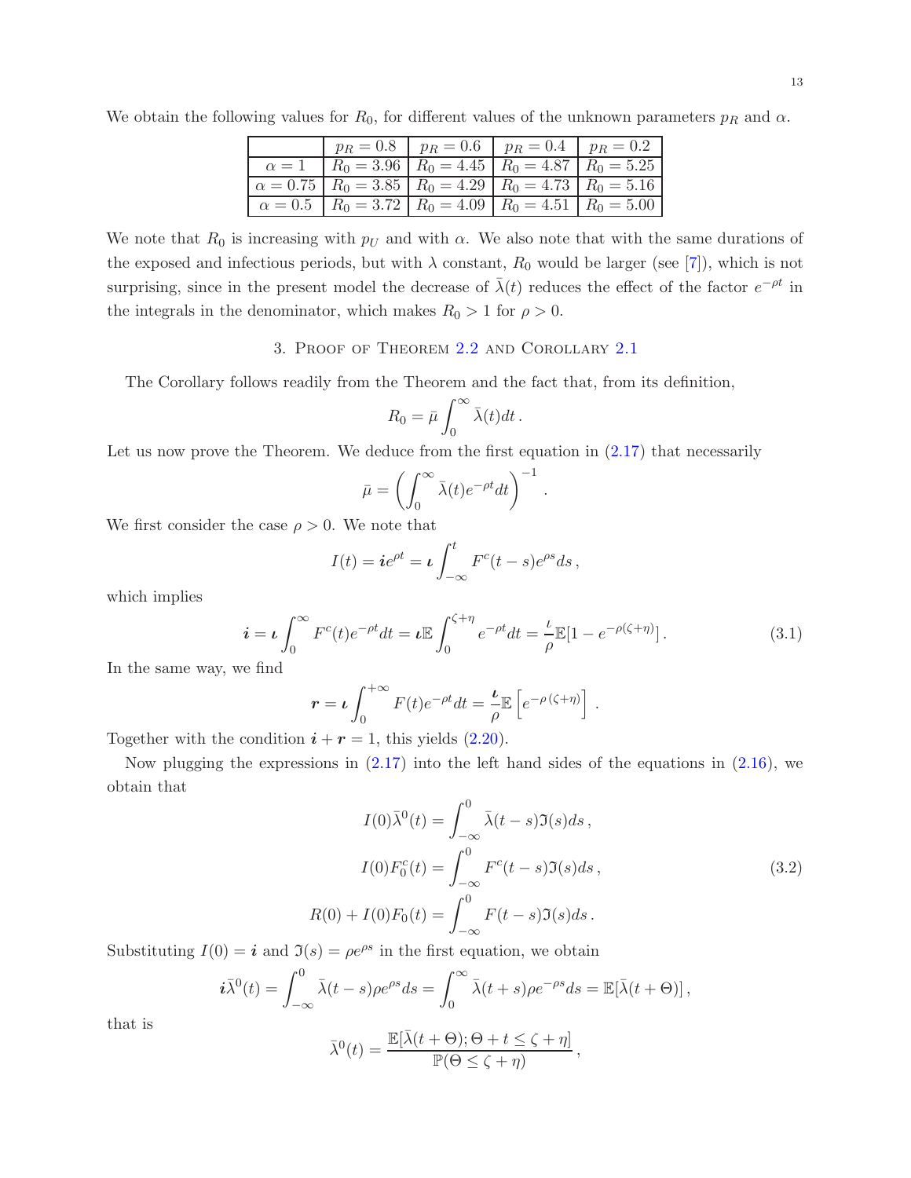We obtain the following values for $R_0$, for different values of the unknown parameters $p_R$ and $\alpha$.

| | $p_R = 0.8$ | $p_R = 0.6$ | $p_R = 0.4$ | $p_R = 0.2$ |
|---|---|---|---|---|
| $\alpha = 1$ | $R_0 = 3.96$ | $R_0 = 4.45$ | $R_0 = 4.87$ | $R_0 = 5.25$ |
| $\alpha = 0.75$ | $R_0 = 3.85$ | $R_0 = 4.29$ | $R_0 = 4.73$ | $R_0 = 5.16$ |
| $\alpha = 0.5$ | $R_0 = 3.72$ | $R_0 = 4.09$ | $R_0 = 4.51$ | $R_0 = 5.00$ |

We note that $R_0$ is increasing with $p_U$ and with $\alpha$. We also note that with the same durations of the exposed and infectious periods, but with $\lambda$ constant, $R_0$ would be larger (see [7]), which is not surprising, since in the present model the decrease of $\bar{\lambda}(t)$ reduces the effect of the factor $e^{-\rho t}$ in the integrals in the denominator, which makes $R_0 > 1$ for $\rho > 0$.

## 3. Proof of Theorem 2.2 and Corollary 2.1

The Corollary follows readily from the Theorem and the fact that, from its definition,

$$R_0 = \bar{\mu} \int_0^\infty \bar{\lambda}(t) dt \,.$$

Let us now prove the Theorem. We deduce from the first equation in (2.17) that necessarily

$$\bar{\mu} = \left( \int_0^\infty \bar{\lambda}(t) e^{-\rho t} dt \right)^{-1} .$$

We first consider the case $\rho > 0$. We note that

$$I(t) = \boldsymbol{i} e^{\rho t} = \boldsymbol{\iota} \int_{-\infty}^t F^c(t-s) e^{\rho s} ds \,,$$

which implies

$$\boldsymbol{i} = \boldsymbol{\iota} \int_0^\infty F^c(t) e^{-\rho t} dt = \boldsymbol{\iota} \mathbb{E} \int_0^{\zeta+\eta} e^{-\rho t} dt = \frac{\iota}{\rho} \mathbb{E}[1 - e^{-\rho(\zeta+\eta)}] \,. \tag{3.1}$$

In the same way, we find

$$\boldsymbol{r} = \boldsymbol{\iota} \int_0^{+\infty} F(t) e^{-\rho t} dt = \frac{\boldsymbol{\iota}}{\rho} \mathbb{E}\left[ e^{-\rho\,(\zeta+\eta)} \right] \,.$$

Together with the condition $\boldsymbol{i} + \boldsymbol{r} = 1$, this yields (2.20).

Now plugging the expressions in (2.17) into the left hand sides of the equations in (2.16), we obtain that

$$\begin{aligned}
I(0)\bar{\lambda}^0(t) &= \int_{-\infty}^0 \bar{\lambda}(t-s)\mathfrak{I}(s) ds \,, \\
I(0)F_0^c(t) &= \int_{-\infty}^0 F^c(t-s)\mathfrak{I}(s) ds \,, \\
R(0) + I(0)F_0(t) &= \int_{-\infty}^0 F(t-s)\mathfrak{I}(s) ds \,.
\end{aligned} \tag{3.2}$$

Substituting $I(0) = \boldsymbol{i}$ and $\mathfrak{I}(s) = \rho e^{\rho s}$ in the first equation, we obtain

$$\boldsymbol{i}\bar{\lambda}^0(t) = \int_{-\infty}^0 \bar{\lambda}(t-s)\rho e^{\rho s} ds = \int_0^\infty \bar{\lambda}(t+s)\rho e^{-\rho s} ds = \mathbb{E}[\bar{\lambda}(t+\Theta)] \,,$$

that is

$$\bar{\lambda}^0(t) = \frac{\mathbb{E}[\bar{\lambda}(t+\Theta); \Theta + t \le \zeta + \eta]}{\mathbb{P}(\Theta \le \zeta + \eta)} \,,$$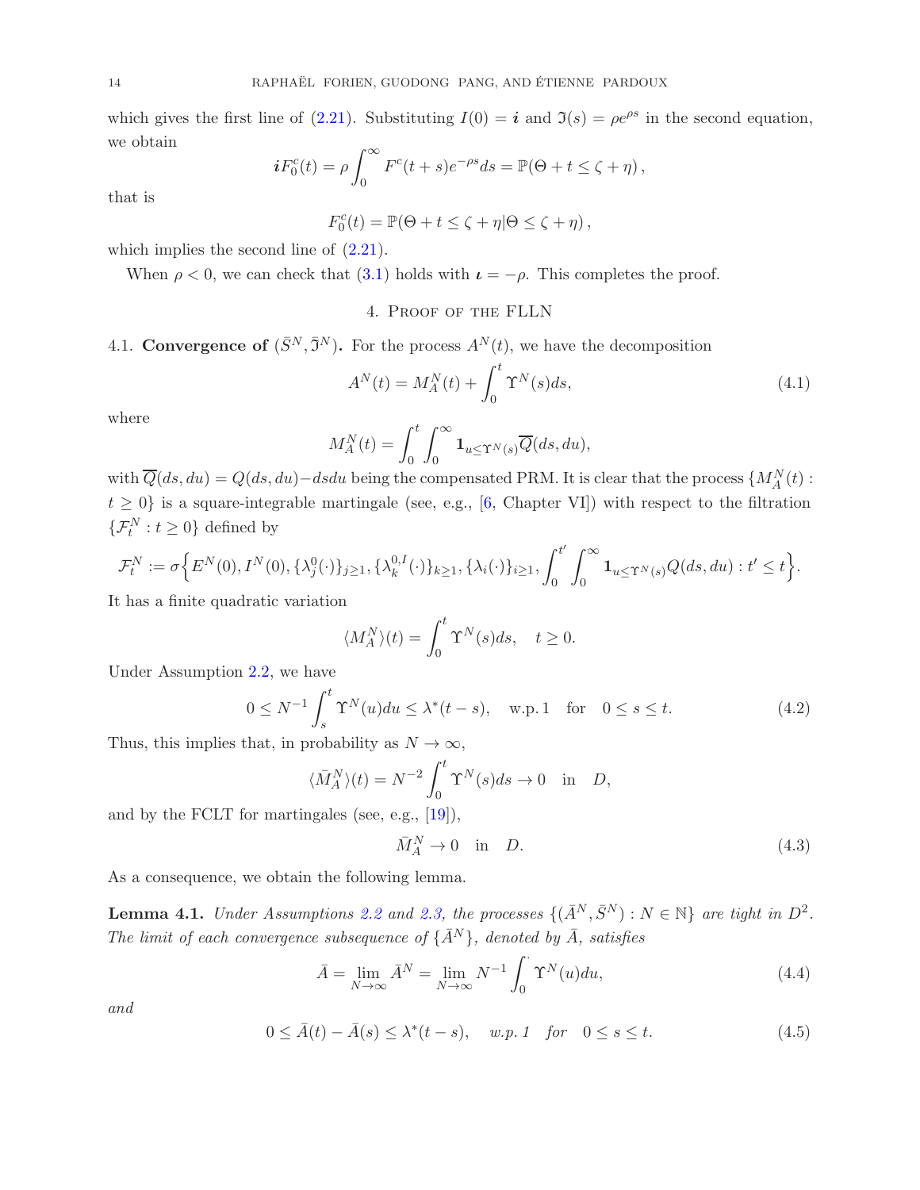which gives the first line of (2.21). Substituting $I(0) = \boldsymbol{i}$ and $\mathfrak{I}(s) = \rho e^{\rho s}$ in the second equation, we obtain

$$\boldsymbol{i} F_0^c(t) = \rho \int_0^\infty F^c(t+s) e^{-\rho s} ds = \mathbb{P}(\Theta + t \le \zeta + \eta)\,,$$

that is

$$F_0^c(t) = \mathbb{P}(\Theta + t \le \zeta + \eta | \Theta \le \zeta + \eta)\,,$$

which implies the second line of (2.21).

When $\rho < 0$, we can check that (3.1) holds with $\boldsymbol{\iota} = -\rho$. This completes the proof.

## 4. Proof of the FLLN

### 4.1. Convergence of $(\bar{S}^N, \bar{\mathfrak{I}}^N)$.

For the process $A^N(t)$, we have the decomposition

$$A^N(t) = M_A^N(t) + \int_0^t \Upsilon^N(s) ds, \tag{4.1}$$

where

$$M_A^N(t) = \int_0^t \int_0^\infty \mathbf{1}_{u \le \Upsilon^N(s)} \overline{Q}(ds, du),$$

with $\overline{Q}(ds, du) = Q(ds, du) - ds du$ being the compensated PRM. It is clear that the process $\{M_A^N(t) : t \ge 0\}$ is a square-integrable martingale (see, e.g., [6, Chapter VI]) with respect to the filtration $\{\mathcal{F}_t^N : t \ge 0\}$ defined by

$$\mathcal{F}_t^N := \sigma\Big\{E^N(0), I^N(0), \{\lambda_j^0(\cdot)\}_{j\ge 1}, \{\lambda_k^{0,I}(\cdot)\}_{k \ge 1}, \{\lambda_i(\cdot)\}_{i \ge 1}, \int_0^{t'} \int_0^\infty \mathbf{1}_{u \le \Upsilon^N(s)} Q(ds, du) : t' \le t\Big\}.$$

It has a finite quadratic variation

$$\langle M_A^N \rangle(t) = \int_0^t \Upsilon^N(s) ds, \quad t \ge 0.$$

Under Assumption 2.2, we have

$$0 \le N^{-1} \int_s^t \Upsilon^N(u) du \le \lambda^*(t-s), \quad \text{w.p.}\,1 \quad \text{for} \quad 0 \le s \le t. \tag{4.2}$$

Thus, this implies that, in probability as $N \to \infty$,

$$\langle \bar{M}_A^N \rangle(t) = N^{-2} \int_0^t \Upsilon^N(s) ds \to 0 \quad \text{in} \quad D,$$

and by the FCLT for martingales (see, e.g., [19]),

$$\bar{M}_A^N \to 0 \quad \text{in} \quad D. \tag{4.3}$$

As a consequence, we obtain the following lemma.

**Lemma 4.1.** *Under Assumptions 2.2 and 2.3, the processes $\{(\bar{A}^N, \bar{S}^N) : N \in \mathbb{N}\}$ are tight in $D^2$. The limit of each convergence subsequence of $\{\bar{A}^N\}$, denoted by $\bar{A}$, satisfies*

$$\bar{A} = \lim_{N \to \infty} \bar{A}^N = \lim_{N\to\infty} N^{-1} \int_0^{\cdot} \Upsilon^N(u) du, \tag{4.4}$$

*and*

$$0 \le \bar{A}(t) - \bar{A}(s) \le \lambda^*(t-s), \quad \textit{w.p. 1} \quad \textit{for} \quad 0 \le s \le t. \tag{4.5}$$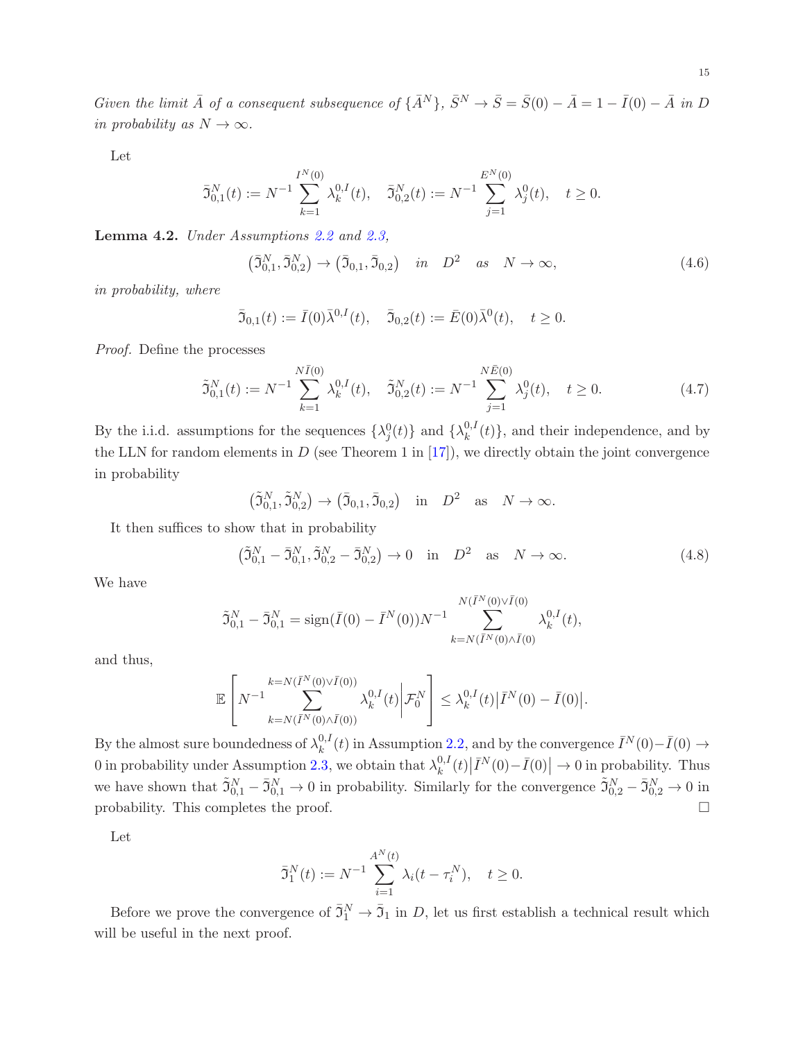*Given the limit $\bar{A}$ of a consequent subsequence of $\{\bar{A}^N\}$, $\bar{S}^N \to \bar{S} = \bar{S}(0) - \bar{A} = 1 - \bar{I}(0) - \bar{A}$ in $D$ in probability as $N \to \infty$.*

Let

$$\bar{\mathfrak{I}}_{0,1}^N(t) := N^{-1} \sum_{k=1}^{I^N(0)} \lambda_k^{0,I}(t), \quad \bar{\mathfrak{I}}_{0,2}^N(t) := N^{-1} \sum_{j=1}^{E^N(0)} \lambda_j^0(t), \quad t \geq 0.$$

**Lemma 4.2.** *Under Assumptions 2.2 and 2.3,*

$$\big(\bar{\mathfrak{I}}_{0,1}^N, \bar{\mathfrak{I}}_{0,2}^N\big) \to \big(\bar{\mathfrak{I}}_{0,1}, \bar{\mathfrak{I}}_{0,2}\big) \quad in \quad D^2 \quad as \quad N \to \infty, \tag{4.6}$$

*in probability, where*

$$\bar{\mathfrak{I}}_{0,1}(t) := \bar{I}(0)\bar{\lambda}^{0,I}(t), \quad \bar{\mathfrak{I}}_{0,2}(t) := \bar{E}(0)\bar{\lambda}^0(t), \quad t \geq 0.$$

*Proof.* Define the processes

$$\tilde{\mathfrak{I}}_{0,1}^N(t) := N^{-1} \sum_{k=1}^{N\bar{I}(0)} \lambda_k^{0,I}(t), \quad \tilde{\mathfrak{I}}_{0,2}^N(t) := N^{-1} \sum_{j=1}^{N\bar{E}(0)} \lambda_j^0(t), \quad t \geq 0. \tag{4.7}$$

By the i.i.d. assumptions for the sequences $\{\lambda_j^0(t)\}$ and $\{\lambda_k^{0,I}(t)\}$, and their independence, and by the LLN for random elements in $D$ (see Theorem 1 in [17]), we directly obtain the joint convergence in probability

$$\big(\tilde{\mathfrak{I}}_{0,1}^N, \tilde{\mathfrak{I}}_{0,2}^N\big) \to \big(\bar{\mathfrak{I}}_{0,1}, \bar{\mathfrak{I}}_{0,2}\big) \quad \text{in} \quad D^2 \quad \text{as} \quad N \to \infty.$$

It then suffices to show that in probability

$$\big(\tilde{\mathfrak{I}}_{0,1}^N - \bar{\mathfrak{I}}_{0,1}^N, \tilde{\mathfrak{I}}_{0,2}^N - \bar{\mathfrak{I}}_{0,2}^N\big) \to 0 \quad \text{in} \quad D^2 \quad \text{as} \quad N \to \infty. \tag{4.8}$$

We have

$$\tilde{\mathfrak{I}}_{0,1}^N - \bar{\mathfrak{I}}_{0,1}^N = \text{sign}(\bar{I}(0) - \bar{I}^N(0)) N^{-1} \sum_{k=N(\bar{I}^N(0)\wedge \bar{I}(0))}^{N(\bar{I}^N(0)\vee \bar{I}(0))} \lambda_k^{0,I}(t),$$

and thus,

$$\mathbb{E}\left[ N^{-1} \sum_{k=N(\bar{I}^N(0)\wedge \bar{I}(0))}^{k=N(\bar{I}^N(0)\vee \bar{I}(0))} \lambda_k^{0,I}(t) \middle| \mathcal{F}_0^N \right] \leq \lambda_k^{0,I}(t) \big|\bar{I}^N(0) - \bar{I}(0)\big|.$$

By the almost sure boundedness of $\lambda_k^{0,I}(t)$ in Assumption 2.2, and by the convergence $\bar{I}^N(0) - \bar{I}(0) \to 0$ in probability under Assumption 2.3, we obtain that $\lambda_k^{0,I}(t)\big|\bar{I}^N(0) - \bar{I}(0)\big| \to 0$ in probability. Thus we have shown that $\tilde{\mathfrak{I}}_{0,1}^N - \bar{\mathfrak{I}}_{0,1}^N \to 0$ in probability. Similarly for the convergence $\tilde{\mathfrak{I}}_{0,2}^N - \bar{\mathfrak{I}}_{0,2}^N \to 0$ in probability. This completes the proof. $\square$

Let

$$\bar{\mathfrak{I}}_1^N(t) := N^{-1} \sum_{i=1}^{A^N(t)} \lambda_i(t - \tau_i^N), \quad t \geq 0.$$

Before we prove the convergence of $\bar{\mathfrak{I}}_1^N \to \bar{\mathfrak{I}}_1$ in $D$, let us first establish a technical result which will be useful in the next proof.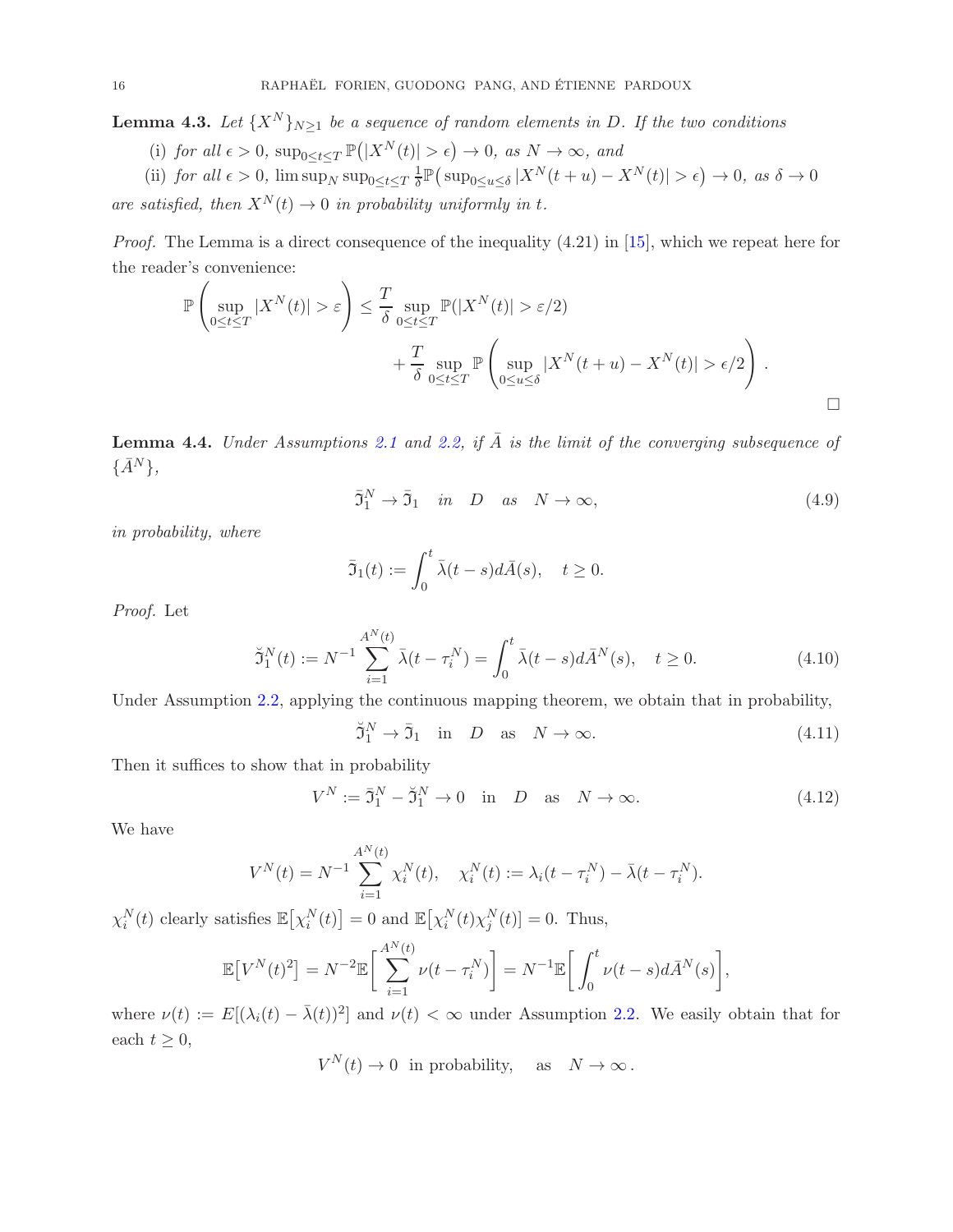**Lemma 4.3.** *Let $\{X^N\}_{N\geq 1}$ be a sequence of random elements in $D$. If the two conditions*

(i) *for all $\epsilon > 0$, $\sup_{0\leq t\leq T} \mathbb{P}\big(|X^N(t)| > \epsilon\big) \to 0$, as $N \to \infty$, and*

(ii) *for all $\epsilon > 0$, $\limsup_N \sup_{0\leq t\leq T} \frac{1}{\delta}\mathbb{P}\big(\sup_{0\leq u\leq \delta} |X^N(t+u) - X^N(t)| > \epsilon\big) \to 0$, as $\delta \to 0$*

*are satisfied, then $X^N(t) \to 0$ in probability uniformly in $t$.*

*Proof.* The Lemma is a direct consequence of the inequality (4.21) in [15], which we repeat here for the reader's convenience:

$$\mathbb{P}\left(\sup_{0\leq t\leq T} |X^N(t)| > \varepsilon\right) \leq \frac{T}{\delta} \sup_{0\leq t\leq T} \mathbb{P}(|X^N(t)| > \varepsilon/2) + \frac{T}{\delta} \sup_{0\leq t\leq T} \mathbb{P}\left(\sup_{0\leq u\leq \delta} |X^N(t+u) - X^N(t)| > \epsilon/2\right).$$

□

**Lemma 4.4.** *Under Assumptions 2.1 and 2.2, if $\bar{A}$ is the limit of the converging subsequence of $\{\bar{A}^N\}$,*

$$\bar{\mathfrak{I}}_1^N \to \bar{\mathfrak{I}}_1 \quad in \quad D \quad as \quad N \to \infty, \tag{4.9}$$

*in probability, where*

$$\bar{\mathfrak{I}}_1(t) := \int_0^t \bar{\lambda}(t-s) d\bar{A}(s), \quad t \geq 0.$$

*Proof.* Let

$$\breve{\mathfrak{I}}_1^N(t) := N^{-1} \sum_{i=1}^{A^N(t)} \bar{\lambda}(t - \tau_i^N) = \int_0^t \bar{\lambda}(t-s) d\bar{A}^N(s), \quad t \geq 0. \tag{4.10}$$

Under Assumption 2.2, applying the continuous mapping theorem, we obtain that in probability,

$$\breve{\mathfrak{I}}_1^N \to \bar{\mathfrak{I}}_1 \quad \text{in} \quad D \quad \text{as} \quad N \to \infty. \tag{4.11}$$

Then it suffices to show that in probability

$$V^N := \bar{\mathfrak{I}}_1^N - \breve{\mathfrak{I}}_1^N \to 0 \quad \text{in} \quad D \quad \text{as} \quad N \to \infty. \tag{4.12}$$

We have

$$V^N(t) = N^{-1} \sum_{i=1}^{A^N(t)} \chi_i^N(t), \quad \chi_i^N(t) := \lambda_i(t - \tau_i^N) - \bar{\lambda}(t - \tau_i^N).$$

$\chi_i^N(t)$ clearly satisfies $\mathbb{E}\big[\chi_i^N(t)\big] = 0$ and $\mathbb{E}\big[\chi_i^N(t)\chi_j^N(t)\big] = 0$. Thus,

$$\mathbb{E}\big[V^N(t)^2\big] = N^{-2}\mathbb{E}\bigg[\sum_{i=1}^{A^N(t)} \nu(t - \tau_i^N)\bigg] = N^{-1}\mathbb{E}\bigg[\int_0^t \nu(t-s) d\bar{A}^N(s)\bigg],$$

where $\nu(t) := E[(\lambda_i(t) - \bar{\lambda}(t))^2]$ and $\nu(t) < \infty$ under Assumption 2.2. We easily obtain that for each $t \geq 0$,

$$V^N(t) \to 0 \;\; \text{in probability}, \quad \text{as} \quad N \to \infty\,.$$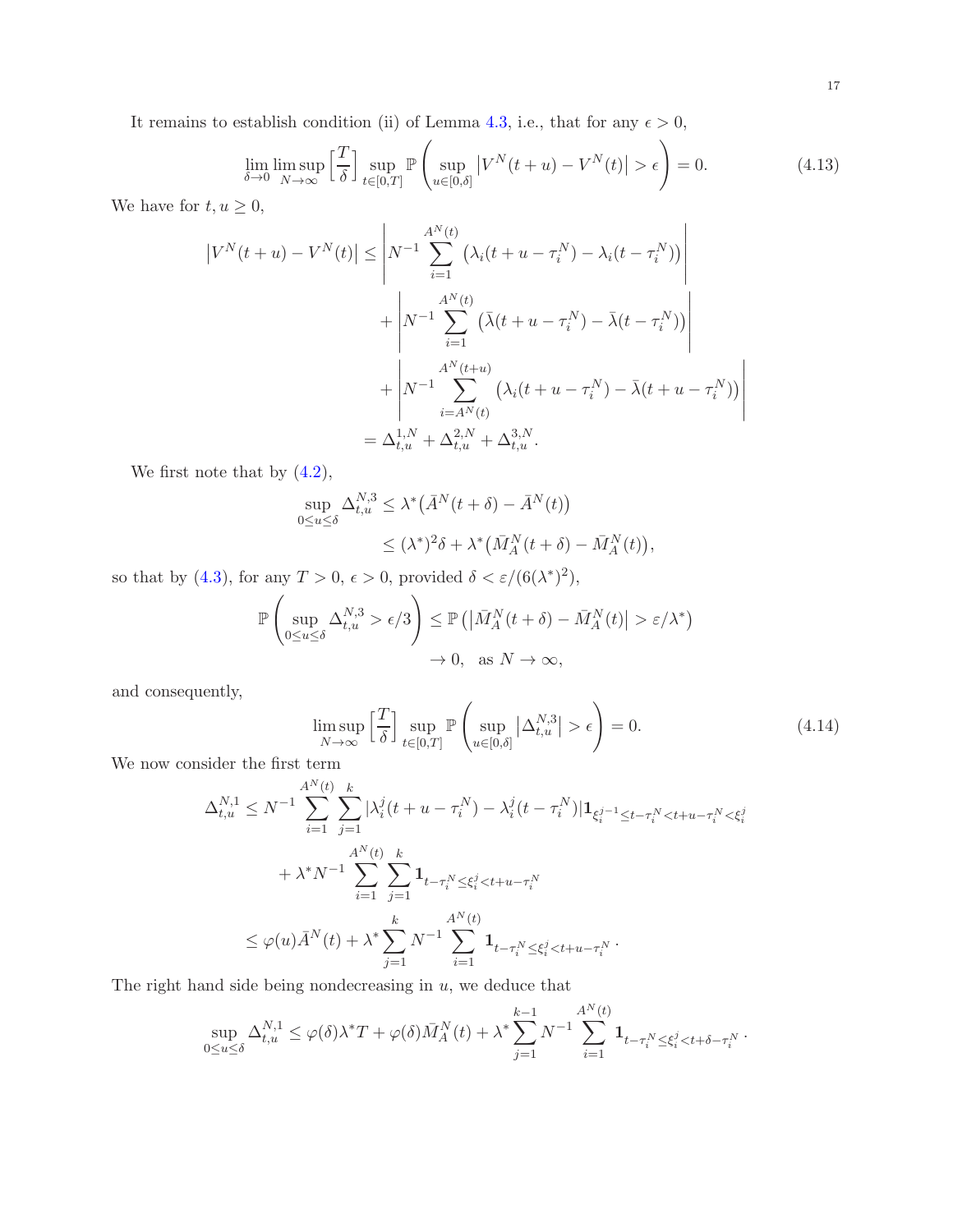It remains to establish condition (ii) of Lemma 4.3, i.e., that for any $\epsilon > 0$,

$$\lim_{\delta\to 0}\limsup_{N\to\infty}\left[\frac{T}{\delta}\right]\sup_{t\in[0,T]}\mathbb{P}\left(\sup_{u\in[0,\delta]}\left|V^N(t+u)-V^N(t)\right|>\epsilon\right)=0. \tag{4.13}$$

We have for $t, u \geq 0$,

$$\begin{aligned}
\left|V^N(t+u)-V^N(t)\right| &\leq \left|N^{-1}\sum_{i=1}^{A^N(t)}\left(\lambda_i(t+u-\tau_i^N)-\lambda_i(t-\tau_i^N)\right)\right| \\
&\quad+\left|N^{-1}\sum_{i=1}^{A^N(t)}\left(\bar\lambda(t+u-\tau_i^N)-\bar\lambda(t-\tau_i^N)\right)\right| \\
&\quad+\left|N^{-1}\sum_{i=A^N(t)}^{A^N(t+u)}\left(\lambda_i(t+u-\tau_i^N)-\bar\lambda(t+u-\tau_i^N)\right)\right| \\
&= \Delta^{1,N}_{t,u}+\Delta^{2,N}_{t,u}+\Delta^{3,N}_{t,u}.
\end{aligned}$$

We first note that by (4.2),

$$\begin{aligned}
\sup_{0\leq u\leq\delta}\Delta^{N,3}_{t,u} &\leq \lambda^*\big(\bar A^N(t+\delta)-\bar A^N(t)\big) \\
&\leq (\lambda^*)^2\delta+\lambda^*\big(\bar M^N_A(t+\delta)-\bar M^N_A(t)\big),
\end{aligned}$$

so that by (4.3), for any $T>0$, $\epsilon>0$, provided $\delta<\varepsilon/(6(\lambda^*)^2)$,

$$\begin{aligned}
\mathbb{P}\left(\sup_{0\leq u\leq\delta}\Delta^{N,3}_{t,u}>\epsilon/3\right) &\leq \mathbb{P}\left(\left|\bar M^N_A(t+\delta)-\bar M^N_A(t)\right|>\varepsilon/\lambda^*\right) \\
&\to 0,\quad \text{as } N\to\infty,
\end{aligned}$$

and consequently,

$$\limsup_{N\to\infty}\left[\frac{T}{\delta}\right]\sup_{t\in[0,T]}\mathbb{P}\left(\sup_{u\in[0,\delta]}\left|\Delta^{N,3}_{t,u}\right|>\epsilon\right)=0. \tag{4.14}$$

We now consider the first term

$$\begin{aligned}
\Delta^{N,1}_{t,u} &\leq N^{-1}\sum_{i=1}^{A^N(t)}\sum_{j=1}^{k}|\lambda_i^j(t+u-\tau_i^N)-\lambda_i^j(t-\tau_i^N)|\mathbf{1}_{\xi_i^{j-1}\leq t-\tau_i^N<t+u-\tau_i^N<\xi_i^j} \\
&\quad+\lambda^*N^{-1}\sum_{i=1}^{A^N(t)}\sum_{j=1}^{k}\mathbf{1}_{t-\tau_i^N\leq\xi_i^j<t+u-\tau_i^N} \\
&\leq \varphi(u)\bar A^N(t)+\lambda^*\sum_{j=1}^{k}N^{-1}\sum_{i=1}^{A^N(t)}\mathbf{1}_{t-\tau_i^N\leq\xi_i^j<t+u-\tau_i^N}\,.
\end{aligned}$$

The right hand side being nondecreasing in $u$, we deduce that

$$\sup_{0\leq u\leq\delta}\Delta^{N,1}_{t,u}\leq\varphi(\delta)\lambda^*T+\varphi(\delta)\bar M^N_A(t)+\lambda^*\sum_{j=1}^{k-1}N^{-1}\sum_{i=1}^{A^N(t)}\mathbf{1}_{t-\tau_i^N\leq\xi_i^j<t+\delta-\tau_i^N}\,.$$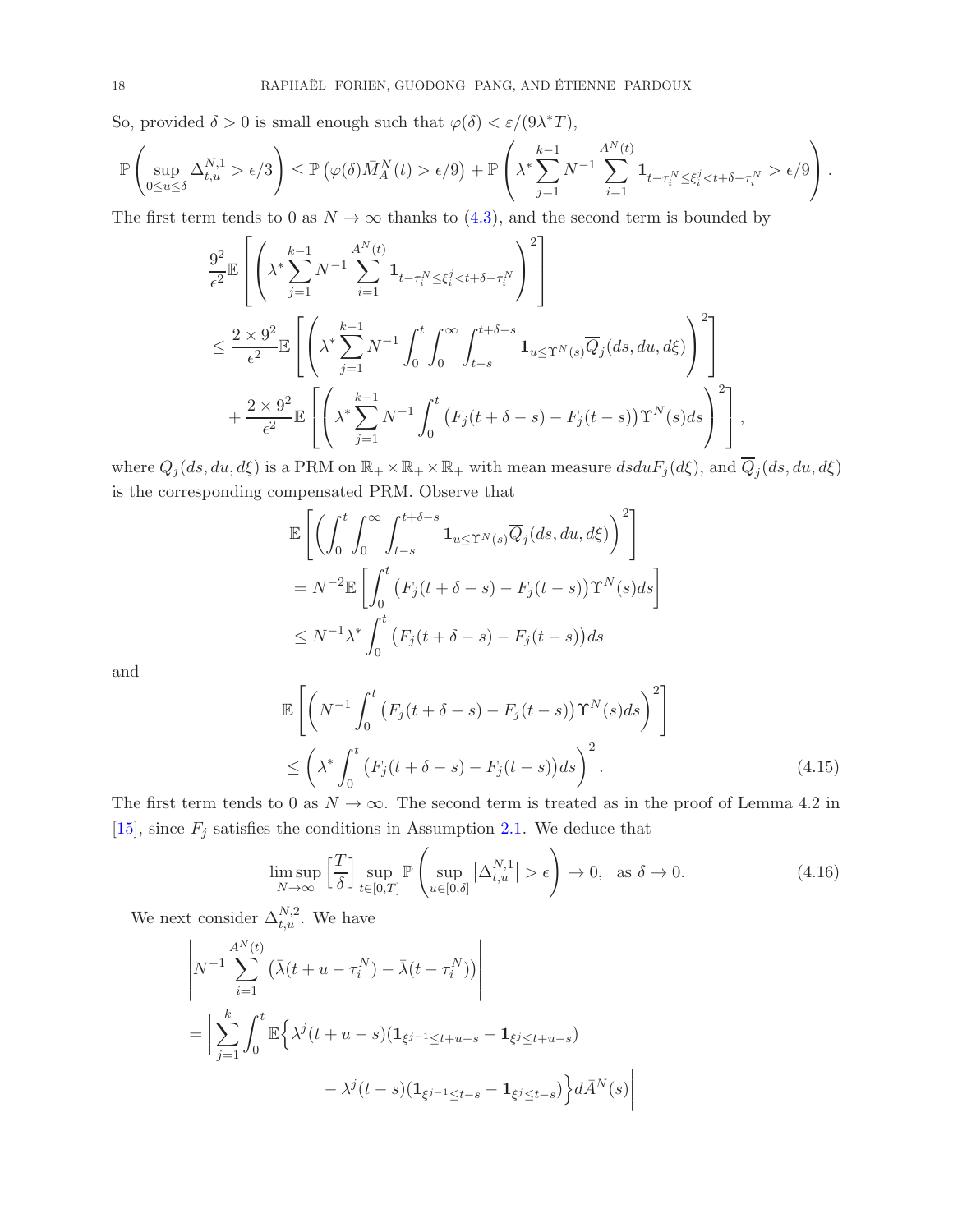So, provided $\delta > 0$ is small enough such that $\varphi(\delta) < \varepsilon/(9\lambda^* T)$,

$$\mathbb{P}\left(\sup_{0\le u\le \delta} \Delta^{N,1}_{t,u} > \epsilon/3\right) \le \mathbb{P}\left(\varphi(\delta)\bar{M}^N_A(t) > \epsilon/9\right) + \mathbb{P}\left(\lambda^* \sum_{j=1}^{k-1} N^{-1} \sum_{i=1}^{A^N(t)} \mathbf{1}_{t-\tau^N_i \le \xi^j_i < t+\delta-\tau^N_i} > \epsilon/9\right).$$

The first term tends to 0 as $N \to \infty$ thanks to (4.3), and the second term is bounded by

$$\begin{aligned}
&\frac{9^2}{\epsilon^2}\mathbb{E}\left[\left(\lambda^* \sum_{j=1}^{k-1} N^{-1} \sum_{i=1}^{A^N(t)} \mathbf{1}_{t-\tau^N_i \le \xi^j_i < t+\delta-\tau^N_i}\right)^2\right] \\
&\le \frac{2\times 9^2}{\epsilon^2}\mathbb{E}\left[\left(\lambda^* \sum_{j=1}^{k-1} N^{-1} \int_0^t \int_0^\infty \int_{t-s}^{t+\delta-s} \mathbf{1}_{u\le \Upsilon^N(s)} \overline{Q}_j(ds,du,d\xi)\right)^2\right] \\
&\quad + \frac{2\times 9^2}{\epsilon^2}\mathbb{E}\left[\left(\lambda^* \sum_{j=1}^{k-1} N^{-1} \int_0^t \big(F_j(t+\delta-s) - F_j(t-s)\big)\Upsilon^N(s)ds\right)^2\right],
\end{aligned}$$

where $Q_j(ds,du,d\xi)$ is a PRM on $\mathbb{R}_+\times\mathbb{R}_+\times\mathbb{R}_+$ with mean measure $dsduF_j(d\xi)$, and $\overline{Q}_j(ds,du,d\xi)$ is the corresponding compensated PRM. Observe that

$$\begin{aligned}
&\mathbb{E}\left[\left(\int_0^t \int_0^\infty \int_{t-s}^{t+\delta-s} \mathbf{1}_{u\le \Upsilon^N(s)} \overline{Q}_j(ds,du,d\xi)\right)^2\right] \\
&= N^{-2}\mathbb{E}\left[\int_0^t \big(F_j(t+\delta-s) - F_j(t-s)\big)\Upsilon^N(s)ds\right] \\
&\le N^{-1}\lambda^* \int_0^t \big(F_j(t+\delta-s) - F_j(t-s)\big)ds
\end{aligned}$$

and

$$\begin{aligned}
&\mathbb{E}\left[\left(N^{-1}\int_0^t \big(F_j(t+\delta-s) - F_j(t-s)\big)\Upsilon^N(s)ds\right)^2\right] \\
&\le \left(\lambda^* \int_0^t \big(F_j(t+\delta-s) - F_j(t-s)\big)ds\right)^2. \qquad (4.15)
\end{aligned}$$

The first term tends to 0 as $N \to \infty$. The second term is treated as in the proof of Lemma 4.2 in [15], since $F_j$ satisfies the conditions in Assumption 2.1. We deduce that

$$\limsup_{N\to\infty} \left[\frac{T}{\delta}\right] \sup_{t\in[0,T]} \mathbb{P}\left(\sup_{u\in[0,\delta]} \left|\Delta^{N,1}_{t,u}\right| > \epsilon\right) \to 0, \quad \text{as } \delta \to 0. \qquad (4.16)$$

We next consider $\Delta^{N,2}_{t,u}$. We have

$$\begin{aligned}
&\left|N^{-1}\sum_{i=1}^{A^N(t)} \left(\bar{\lambda}(t+u-\tau^N_i) - \bar{\lambda}(t-\tau^N_i)\right)\right| \\
&= \bigg|\sum_{j=1}^k \int_0^t \mathbb{E}\Big\{\lambda^j(t+u-s)(\mathbf{1}_{\xi^{j-1}\le t+u-s} - \mathbf{1}_{\xi^j\le t+u-s}) \\
&\qquad\qquad - \lambda^j(t-s)(\mathbf{1}_{\xi^{j-1}\le t-s} - \mathbf{1}_{\xi^j\le t-s})\Big\}d\bar{A}^N(s)\bigg|
\end{aligned}$$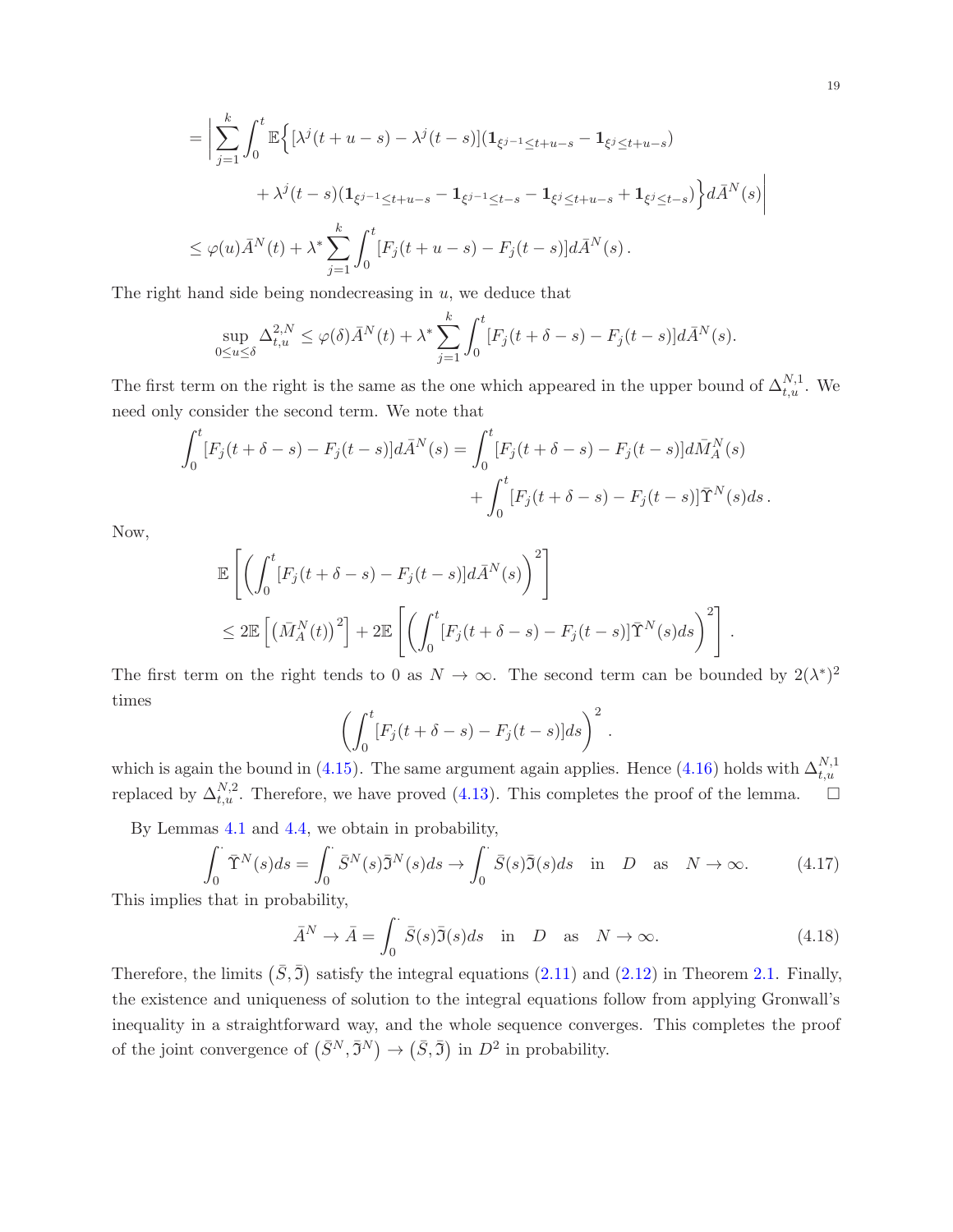$$
\begin{aligned}
&= \Bigg| \sum_{j=1}^{k} \int_0^t \mathbb{E}\Big\{ [\lambda^j(t+u-s) - \lambda^j(t-s)](\mathbf{1}_{\xi^{j-1}\le t+u-s} - \mathbf{1}_{\xi^j \le t+u-s}) \\
&\qquad + \lambda^j(t-s)(\mathbf{1}_{\xi^{j-1}\le t+u-s} - \mathbf{1}_{\xi^{j-1}\le t-s} - \mathbf{1}_{\xi^j\le t+u-s} + \mathbf{1}_{\xi^j \le t-s}) \Big\} d\bar{A}^N(s) \Bigg| \\
&\le \varphi(u)\bar{A}^N(t) + \lambda^* \sum_{j=1}^k \int_0^t [F_j(t+u-s) - F_j(t-s)] d\bar{A}^N(s)\,.
\end{aligned}
$$

The right hand side being nondecreasing in $u$, we deduce that

$$
\sup_{0\le u\le \delta} \Delta_{t,u}^{2,N} \le \varphi(\delta)\bar{A}^N(t) + \lambda^* \sum_{j=1}^k \int_0^t [F_j(t+\delta-s) - F_j(t-s)] d\bar{A}^N(s).
$$

The first term on the right is the same as the one which appeared in the upper bound of $\Delta_{t,u}^{N,1}$. We need only consider the second term. We note that

$$
\int_0^t [F_j(t+\delta-s) - F_j(t-s)] d\bar{A}^N(s) = \int_0^t [F_j(t+\delta-s) - F_j(t-s)] d\bar{M}_A^N(s) + \int_0^t [F_j(t+\delta-s) - F_j(t-s)] \bar{\Upsilon}^N(s) ds\,.
$$

Now,

$$
\begin{aligned}
&\mathbb{E}\left[ \left( \int_0^t [F_j(t+\delta-s) - F_j(t-s)] d\bar{A}^N(s) \right)^2 \right] \\
&\le 2\mathbb{E}\left[ \left( \bar{M}_A^N(t) \right)^2 \right] + 2\mathbb{E}\left[ \left( \int_0^t [F_j(t+\delta-s) - F_j(t-s)] \bar{\Upsilon}^N(s) ds \right)^2 \right].
\end{aligned}
$$

The first term on the right tends to 0 as $N\to\infty$. The second term can be bounded by $2(\lambda^*)^2$ times

$$
\left( \int_0^t [F_j(t+\delta-s) - F_j(t-s)] ds \right)^2 .
$$

which is again the bound in (4.15). The same argument again applies. Hence (4.16) holds with $\Delta_{t,u}^{N,1}$ replaced by $\Delta_{t,u}^{N,2}$. Therefore, we have proved (4.13). This completes the proof of the lemma. $\square$

By Lemmas 4.1 and 4.4, we obtain in probability,

$$
\int_0^{\cdot} \bar{\Upsilon}^N(s)ds = \int_0^{\cdot} \bar{S}^N(s)\bar{\mathfrak{I}}^N(s)ds \to \int_0^{\cdot} \bar{S}(s)\bar{\mathfrak{I}}(s)ds \quad \text{in} \quad D \quad \text{as} \quad N\to\infty. \tag{4.17}
$$

This implies that in probability,

$$
\bar{A}^N \to \bar{A} = \int_0^{\cdot} \bar{S}(s)\bar{\mathfrak{I}}(s)ds \quad \text{in} \quad D \quad \text{as} \quad N\to\infty. \tag{4.18}
$$

Therefore, the limits $(\bar{S}, \bar{\mathfrak{I}})$ satisfy the integral equations (2.11) and (2.12) in Theorem 2.1. Finally, the existence and uniqueness of solution to the integral equations follow from applying Gronwall's inequality in a straightforward way, and the whole sequence converges. This completes the proof of the joint convergence of $(\bar{S}^N, \bar{\mathfrak{I}}^N) \to (\bar{S}, \bar{\mathfrak{I}})$ in $D^2$ in probability.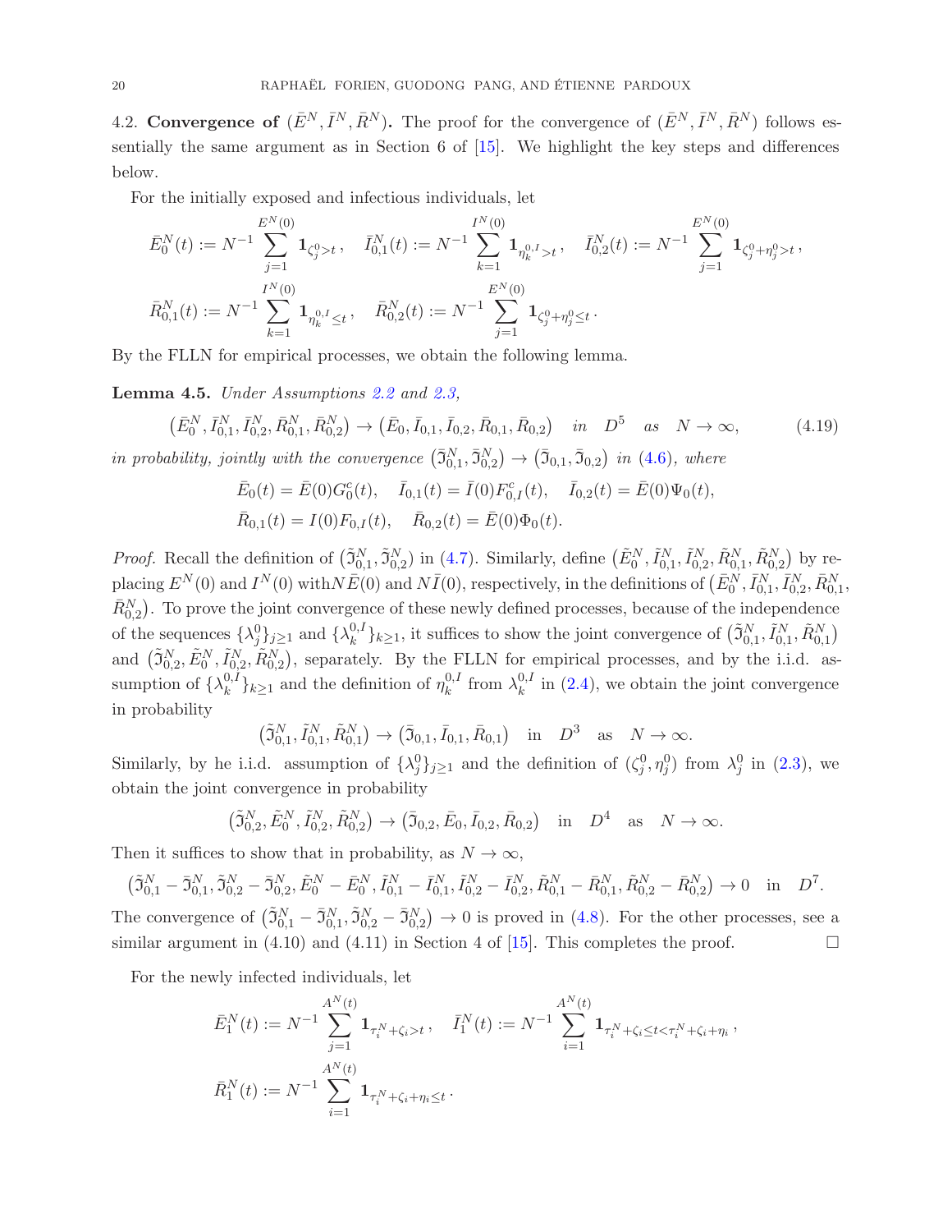4.2. **Convergence of** $(\bar{E}^N, \bar{I}^N, \bar{R}^N)$**.** The proof for the convergence of $(\bar{E}^N, \bar{I}^N, \bar{R}^N)$ follows essentially the same argument as in Section 6 of [15]. We highlight the key steps and differences below.

For the initially exposed and infectious individuals, let

$$
\bar{E}_0^N(t) := N^{-1} \sum_{j=1}^{E^N(0)} \mathbf{1}_{\zeta_j^0 > t}\,, \quad \bar{I}_{0,1}^N(t) := N^{-1} \sum_{k=1}^{I^N(0)} \mathbf{1}_{\eta_k^{0,I} > t}\,, \quad \bar{I}_{0,2}^N(t) := N^{-1} \sum_{j=1}^{E^N(0)} \mathbf{1}_{\zeta_j^0 + \eta_j^0 > t}\,,
$$

$$
\bar{R}_{0,1}^N(t) := N^{-1} \sum_{k=1}^{I^N(0)} \mathbf{1}_{\eta_k^{0,I} \le t}\,, \quad \bar{R}_{0,2}^N(t) := N^{-1} \sum_{j=1}^{E^N(0)} \mathbf{1}_{\zeta_j^0 + \eta_j^0 \le t}\,.
$$

By the FLLN for empirical processes, we obtain the following lemma.

**Lemma 4.5.** *Under Assumptions 2.2 and 2.3,*

$$
\left(\bar{E}_0^N, \bar{I}_{0,1}^N, \bar{I}_{0,2}^N, \bar{R}_{0,1}^N, \bar{R}_{0,2}^N\right) \to \left(\bar{E}_0, \bar{I}_{0,1}, \bar{I}_{0,2}, \bar{R}_{0,1}, \bar{R}_{0,2}\right) \quad \text{in} \quad D^5 \quad \text{as} \quad N \to \infty, \tag{4.19}
$$

*in probability, jointly with the convergence* $\left(\bar{\mathfrak{I}}_{0,1}^N, \bar{\mathfrak{I}}_{0,2}^N\right) \to \left(\bar{\mathfrak{I}}_{0,1}, \bar{\mathfrak{I}}_{0,2}\right)$ *in (4.6), where*

$$
\bar{E}_0(t) = \bar{E}(0) G_0^c(t), \quad \bar{I}_{0,1}(t) = \bar{I}(0) F_{0,I}^c(t), \quad \bar{I}_{0,2}(t) = \bar{E}(0)\Psi_0(t),
$$

$$
\bar{R}_{0,1}(t) = I(0) F_{0,I}(t), \quad \bar{R}_{0,2}(t) = \bar{E}(0)\Phi_0(t).
$$

*Proof.* Recall the definition of $\left(\tilde{\mathfrak{I}}_{0,1}^N, \tilde{\mathfrak{I}}_{0,2}^N\right)$ in (4.7). Similarly, define $\left(\tilde{E}_0^N, \tilde{I}_{0,1}^N, \tilde{I}_{0,2}^N, \tilde{R}_{0,1}^N, \tilde{R}_{0,2}^N\right)$ by replacing $E^N(0)$ and $I^N(0)$ with$N\bar{E}(0)$ and $N\bar{I}(0)$, respectively, in the definitions of $\left(\bar{E}_0^N, \bar{I}_{0,1}^N, \bar{I}_{0,2}^N, \bar{R}_{0,1}^N, \bar{R}_{0,2}^N\right)$. To prove the joint convergence of these newly defined processes, because of the independence of the sequences $\{\lambda_j^0\}_{j\ge1}$ and $\{\lambda_k^{0,I}\}_{k\ge1}$, it suffices to show the joint convergence of $\left(\tilde{\mathfrak{I}}_{0,1}^N, \tilde{I}_{0,1}^N, \tilde{R}_{0,1}^N\right)$ and $\left(\tilde{\mathfrak{I}}_{0,2}^N, \tilde{E}_0^N, \tilde{I}_{0,2}^N, \tilde{R}_{0,2}^N\right)$, separately. By the FLLN for empirical processes, and by the i.i.d. assumption of $\{\lambda_k^{0,I}\}_{k\ge1}$ and the definition of $\eta_k^{0,I}$ from $\lambda_k^{0,I}$ in (2.4), we obtain the joint convergence in probability

$$
\left(\tilde{\mathfrak{I}}_{0,1}^N, \tilde{I}_{0,1}^N, \tilde{R}_{0,1}^N\right) \to \left(\bar{\mathfrak{I}}_{0,1}, \bar{I}_{0,1}, \bar{R}_{0,1}\right) \quad \text{in} \quad D^3 \quad \text{as} \quad N \to \infty.
$$

Similarly, by he i.i.d. assumption of $\{\lambda_j^0\}_{j\ge1}$ and the definition of $(\zeta_j^0, \eta_j^0)$ from $\lambda_j^0$ in (2.3), we obtain the joint convergence in probability

$$
\left(\tilde{\mathfrak{I}}_{0,2}^N, \tilde{E}_0^N, \tilde{I}_{0,2}^N, \tilde{R}_{0,2}^N\right) \to \left(\bar{\mathfrak{I}}_{0,2}, \bar{E}_0, \bar{I}_{0,2}, \bar{R}_{0,2}\right) \quad \text{in} \quad D^4 \quad \text{as} \quad N \to \infty.
$$

Then it suffices to show that in probability, as $N \to \infty$,

$$
\left(\tilde{\mathfrak{I}}_{0,1}^N - \bar{\mathfrak{I}}_{0,1}^N, \tilde{\mathfrak{I}}_{0,2}^N - \bar{\mathfrak{I}}_{0,2}^N, \tilde{E}_0^N - \bar{E}_0^N, \tilde{I}_{0,1}^N - \bar{I}_{0,1}^N, \tilde{I}_{0,2}^N - \bar{I}_{0,2}^N, \tilde{R}_{0,1}^N - \bar{R}_{0,1}^N, \tilde{R}_{0,2}^N - \bar{R}_{0,2}^N\right) \to 0 \quad \text{in} \quad D^7.
$$

The convergence of $\left(\tilde{\mathfrak{I}}_{0,1}^N - \bar{\mathfrak{I}}_{0,1}^N, \tilde{\mathfrak{I}}_{0,2}^N - \bar{\mathfrak{I}}_{0,2}^N\right) \to 0$ is proved in (4.8). For the other processes, see a similar argument in (4.10) and (4.11) in Section 4 of [15]. This completes the proof. $\square$

For the newly infected individuals, let

$$
\bar{E}_1^N(t) := N^{-1} \sum_{j=1}^{A^N(t)} \mathbf{1}_{\tau_i^N + \zeta_i > t}\,, \quad \bar{I}_1^N(t) := N^{-1} \sum_{i=1}^{A^N(t)} \mathbf{1}_{\tau_i^N + \zeta_i \le t < \tau_i^N + \zeta_i + \eta_i}\,,
$$

$$
\bar{R}_1^N(t) := N^{-1} \sum_{i=1}^{A^N(t)} \mathbf{1}_{\tau_i^N + \zeta_i + \eta_i \le t}\,.
$$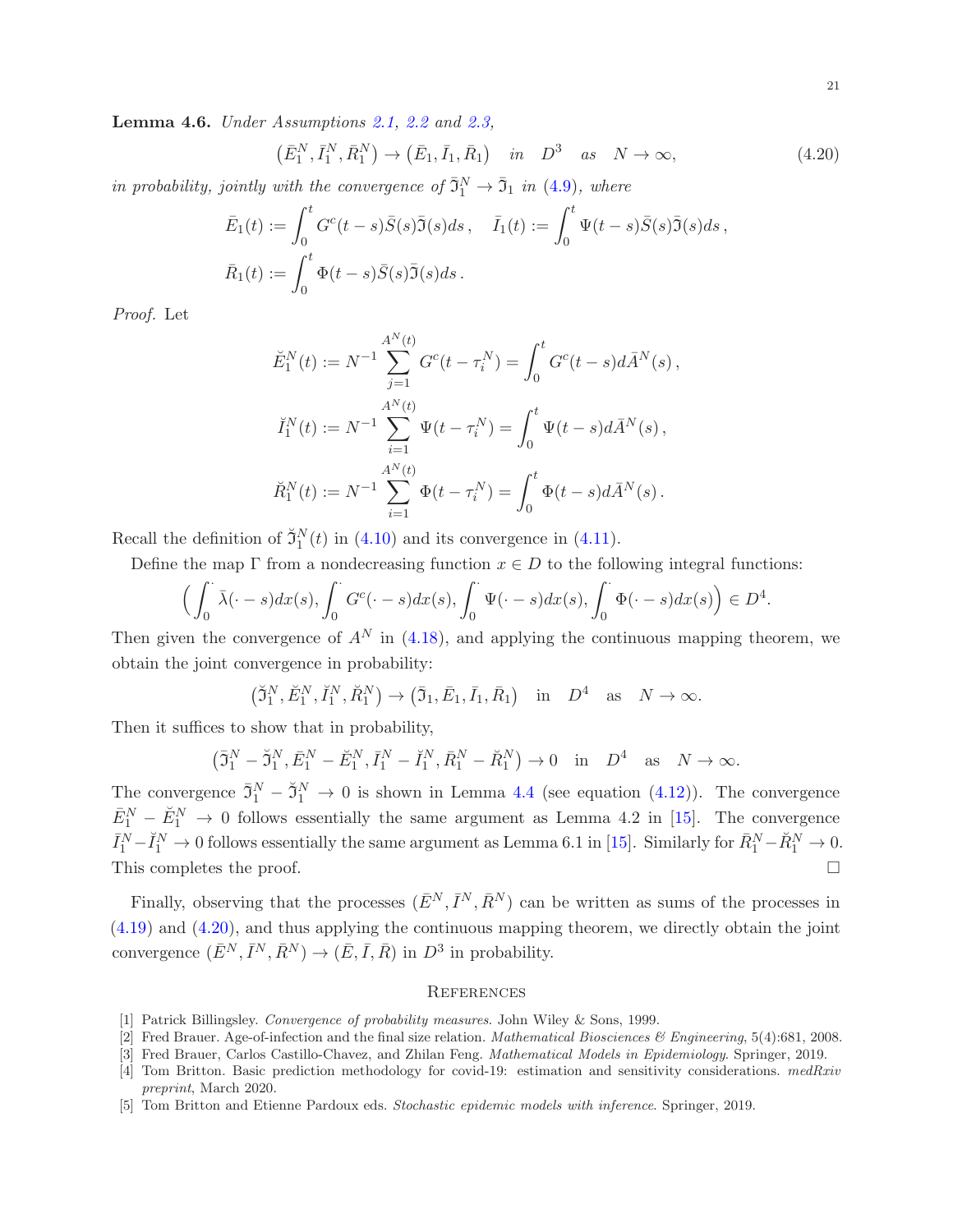**Lemma 4.6.** *Under Assumptions 2.1, 2.2 and 2.3,*

$$\big(\bar{E}_1^N, \bar{I}_1^N, \bar{R}_1^N\big) \to \big(\bar{E}_1, \bar{I}_1, \bar{R}_1\big) \quad in \quad D^3 \quad as \quad N \to \infty, \tag{4.20}$$

*in probability, jointly with the convergence of $\bar{\mathfrak{I}}_1^N \to \bar{\mathfrak{I}}_1$ in (4.9), where*

$$\bar{E}_1(t) := \int_0^t G^c(t-s)\bar{S}(s)\bar{\mathfrak{I}}(s)ds\,, \quad \bar{I}_1(t) := \int_0^t \Psi(t-s)\bar{S}(s)\bar{\mathfrak{I}}(s)ds\,,$$
$$\bar{R}_1(t) := \int_0^t \Phi(t-s)\bar{S}(s)\bar{\mathfrak{I}}(s)ds\,.$$

*Proof.* Let

$$\breve{E}_1^N(t) := N^{-1}\sum_{j=1}^{A^N(t)} G^c(t-\tau_i^N) = \int_0^t G^c(t-s)d\bar{A}^N(s)\,,$$

$$\breve{I}_1^N(t) := N^{-1}\sum_{i=1}^{A^N(t)} \Psi(t-\tau_i^N) = \int_0^t \Psi(t-s)d\bar{A}^N(s)\,,$$

$$\breve{R}_1^N(t) := N^{-1}\sum_{i=1}^{A^N(t)} \Phi(t-\tau_i^N) = \int_0^t \Phi(t-s)d\bar{A}^N(s)\,.$$

Recall the definition of $\breve{\mathfrak{I}}_1^N(t)$ in (4.10) and its convergence in (4.11).

Define the map $\Gamma$ from a nondecreasing function $x \in D$ to the following integral functions:

$$\Big(\int_0^\cdot \bar{\lambda}(\cdot-s)dx(s), \int_0^\cdot G^c(\cdot-s)dx(s), \int_0^\cdot \Psi(\cdot-s)dx(s), \int_0^\cdot \Phi(\cdot-s)dx(s)\Big) \in D^4.$$

Then given the convergence of $A^N$ in (4.18), and applying the continuous mapping theorem, we obtain the joint convergence in probability:

$$\big(\breve{\mathfrak{I}}_1^N, \breve{E}_1^N, \breve{I}_1^N, \breve{R}_1^N\big) \to \big(\bar{\mathfrak{I}}_1, \bar{E}_1, \bar{I}_1, \bar{R}_1\big) \quad \text{in} \quad D^4 \quad \text{as} \quad N \to \infty.$$

Then it suffices to show that in probability,

$$\big(\bar{\mathfrak{I}}_1^N - \breve{\mathfrak{I}}_1^N, \bar{E}_1^N - \breve{E}_1^N, \bar{I}_1^N - \breve{I}_1^N, \bar{R}_1^N - \breve{R}_1^N\big) \to 0 \quad \text{in} \quad D^4 \quad \text{as} \quad N \to \infty.$$

The convergence $\bar{\mathfrak{I}}_1^N - \breve{\mathfrak{I}}_1^N \to 0$ is shown in Lemma 4.4 (see equation (4.12)). The convergence $\bar{E}_1^N - \breve{E}_1^N \to 0$ follows essentially the same argument as Lemma 4.2 in [15]. The convergence $\bar{I}_1^N - \breve{I}_1^N \to 0$ follows essentially the same argument as Lemma 6.1 in [15]. Similarly for $\bar{R}_1^N - \breve{R}_1^N \to 0$. This completes the proof. □

Finally, observing that the processes $(\bar{E}^N, \bar{I}^N, \bar{R}^N)$ can be written as sums of the processes in (4.19) and (4.20), and thus applying the continuous mapping theorem, we directly obtain the joint convergence $(\bar{E}^N, \bar{I}^N, \bar{R}^N) \to (\bar{E}, \bar{I}, \bar{R})$ in $D^3$ in probability.

## References

[1] Patrick Billingsley. *Convergence of probability measures*. John Wiley & Sons, 1999.

[2] Fred Brauer. Age-of-infection and the final size relation. *Mathematical Biosciences & Engineering*, 5(4):681, 2008.

[3] Fred Brauer, Carlos Castillo-Chavez, and Zhilan Feng. *Mathematical Models in Epidemiology*. Springer, 2019.

[4] Tom Britton. Basic prediction methodology for covid-19: estimation and sensitivity considerations. *medRxiv preprint*, March 2020.

[5] Tom Britton and Etienne Pardoux eds. *Stochastic epidemic models with inference*. Springer, 2019.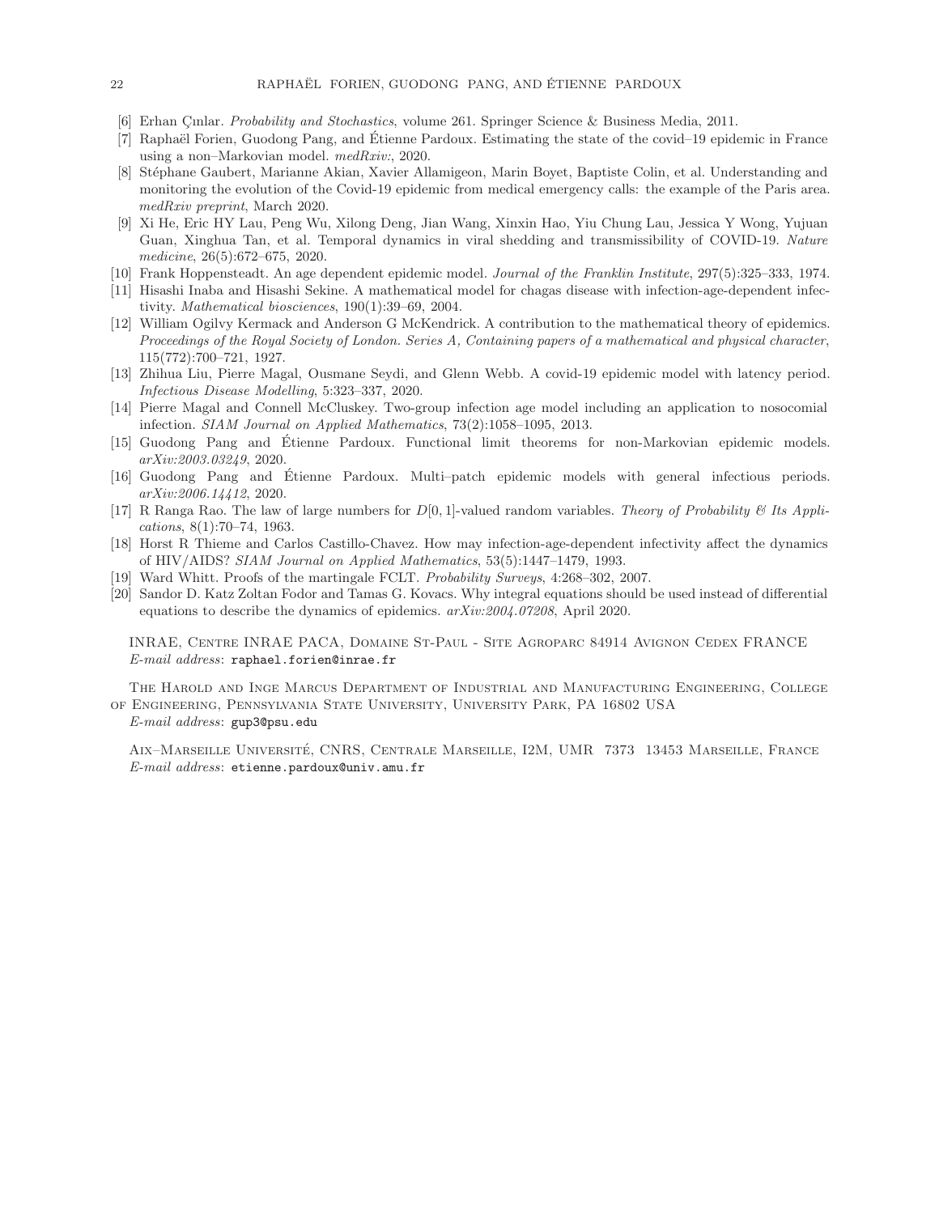[6] Erhan Çınlar. *Probability and Stochastics*, volume 261. Springer Science & Business Media, 2011.

[7] Raphaël Forien, Guodong Pang, and Étienne Pardoux. Estimating the state of the covid–19 epidemic in France using a non–Markovian model. *medRxiv:*, 2020.

[8] Stéphane Gaubert, Marianne Akian, Xavier Allamigeon, Marin Boyet, Baptiste Colin, et al. Understanding and monitoring the evolution of the Covid-19 epidemic from medical emergency calls: the example of the Paris area. *medRxiv preprint*, March 2020.

[9] Xi He, Eric HY Lau, Peng Wu, Xilong Deng, Jian Wang, Xinxin Hao, Yiu Chung Lau, Jessica Y Wong, Yujuan Guan, Xinghua Tan, et al. Temporal dynamics in viral shedding and transmissibility of COVID-19. *Nature medicine*, 26(5):672–675, 2020.

[10] Frank Hoppensteadt. An age dependent epidemic model. *Journal of the Franklin Institute*, 297(5):325–333, 1974.

[11] Hisashi Inaba and Hisashi Sekine. A mathematical model for chagas disease with infection-age-dependent infectivity. *Mathematical biosciences*, 190(1):39–69, 2004.

[12] William Ogilvy Kermack and Anderson G McKendrick. A contribution to the mathematical theory of epidemics. *Proceedings of the Royal Society of London. Series A, Containing papers of a mathematical and physical character*, 115(772):700–721, 1927.

[13] Zhihua Liu, Pierre Magal, Ousmane Seydi, and Glenn Webb. A covid-19 epidemic model with latency period. *Infectious Disease Modelling*, 5:323–337, 2020.

[14] Pierre Magal and Connell McCluskey. Two-group infection age model including an application to nosocomial infection. *SIAM Journal on Applied Mathematics*, 73(2):1058–1095, 2013.

[15] Guodong Pang and Étienne Pardoux. Functional limit theorems for non-Markovian epidemic models. *arXiv:2003.03249*, 2020.

[16] Guodong Pang and Étienne Pardoux. Multi–patch epidemic models with general infectious periods. *arXiv:2006.14412*, 2020.

[17] R Ranga Rao. The law of large numbers for $D[0, 1]$-valued random variables. *Theory of Probability & Its Applications*, 8(1):70–74, 1963.

[18] Horst R Thieme and Carlos Castillo-Chavez. How may infection-age-dependent infectivity affect the dynamics of HIV/AIDS? *SIAM Journal on Applied Mathematics*, 53(5):1447–1479, 1993.

[19] Ward Whitt. Proofs of the martingale FCLT. *Probability Surveys*, 4:268–302, 2007.

[20] Sandor D. Katz Zoltan Fodor and Tamas G. Kovacs. Why integral equations should be used instead of differential equations to describe the dynamics of epidemics. *arXiv:2004.07208*, April 2020.

INRAE, Centre INRAE PACA, Domaine St-Paul - Site Agroparc 84914 Avignon Cedex FRANCE
*E-mail address*: raphael.forien@inrae.fr

The Harold and Inge Marcus Department of Industrial and Manufacturing Engineering, College of Engineering, Pennsylvania State University, University Park, PA 16802 USA
*E-mail address*: gup3@psu.edu

Aix–Marseille Université, CNRS, Centrale Marseille, I2M, UMR 7373 13453 Marseille, France
*E-mail address*: etienne.pardoux@univ.amu.fr